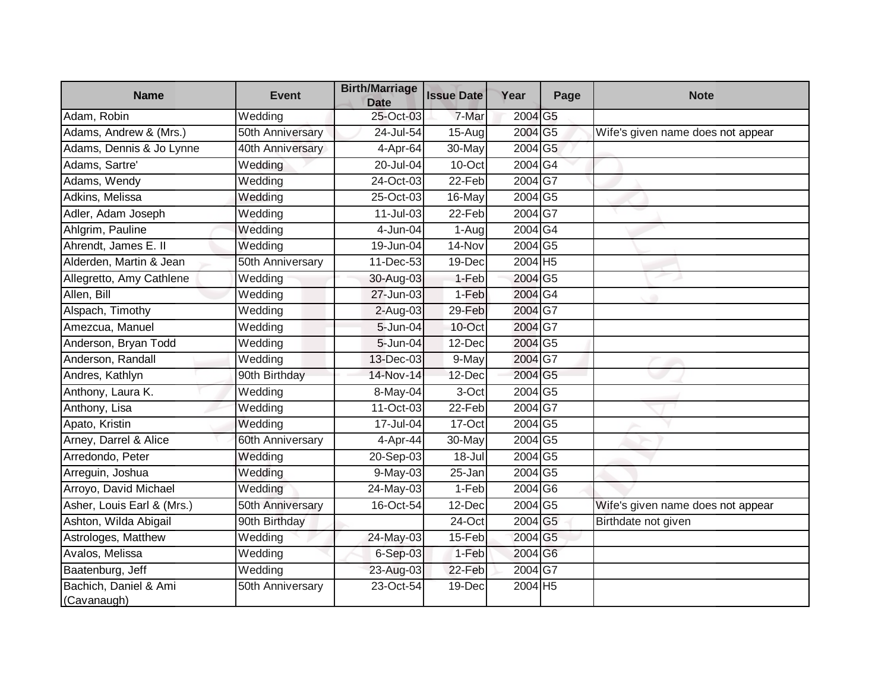| Name | Event | Birth/Marriage Date | Issue Date | Year | Page | Note |
|---|---|---|---|---|---|---|
| Adam, Robin | Wedding | 25-Oct-03 | 7-Mar | 2004 | G5 | |
| Adams, Andrew & (Mrs.) | 50th Anniversary | 24-Jul-54 | 15-Aug | 2004 | G5 | Wife's given name does not appear |
| Adams, Dennis & Jo Lynne | 40th Anniversary | 4-Apr-64 | 30-May | 2004 | G5 | |
| Adams, Sartre' | Wedding | 20-Jul-04 | 10-Oct | 2004 | G4 | |
| Adams, Wendy | Wedding | 24-Oct-03 | 22-Feb | 2004 | G7 | |
| Adkins, Melissa | Wedding | 25-Oct-03 | 16-May | 2004 | G5 | |
| Adler, Adam Joseph | Wedding | 11-Jul-03 | 22-Feb | 2004 | G7 | |
| Ahlgrim, Pauline | Wedding | 4-Jun-04 | 1-Aug | 2004 | G4 | |
| Ahrendt, James E. II | Wedding | 19-Jun-04 | 14-Nov | 2004 | G5 | |
| Alderden, Martin & Jean | 50th Anniversary | 11-Dec-53 | 19-Dec | 2004 | H5 | |
| Allegretto, Amy Cathlene | Wedding | 30-Aug-03 | 1-Feb | 2004 | G5 | |
| Allen, Bill | Wedding | 27-Jun-03 | 1-Feb | 2004 | G4 | |
| Alspach, Timothy | Wedding | 2-Aug-03 | 29-Feb | 2004 | G7 | |
| Amezcua, Manuel | Wedding | 5-Jun-04 | 10-Oct | 2004 | G7 | |
| Anderson, Bryan Todd | Wedding | 5-Jun-04 | 12-Dec | 2004 | G5 | |
| Anderson, Randall | Wedding | 13-Dec-03 | 9-May | 2004 | G7 | |
| Andres, Kathlyn | 90th Birthday | 14-Nov-14 | 12-Dec | 2004 | G5 | |
| Anthony, Laura K. | Wedding | 8-May-04 | 3-Oct | 2004 | G5 | |
| Anthony, Lisa | Wedding | 11-Oct-03 | 22-Feb | 2004 | G7 | |
| Apato, Kristin | Wedding | 17-Jul-04 | 17-Oct | 2004 | G5 | |
| Arney, Darrel & Alice | 60th Anniversary | 4-Apr-44 | 30-May | 2004 | G5 | |
| Arredondo, Peter | Wedding | 20-Sep-03 | 18-Jul | 2004 | G5 | |
| Arreguin, Joshua | Wedding | 9-May-03 | 25-Jan | 2004 | G5 | |
| Arroyo, David Michael | Wedding | 24-May-03 | 1-Feb | 2004 | G6 | |
| Asher, Louis Earl & (Mrs.) | 50th Anniversary | 16-Oct-54 | 12-Dec | 2004 | G5 | Wife's given name does not appear |
| Ashton, Wilda Abigail | 90th Birthday | | 24-Oct | 2004 | G5 | Birthdate not given |
| Astrologes, Matthew | Wedding | 24-May-03 | 15-Feb | 2004 | G5 | |
| Avalos, Melissa | Wedding | 6-Sep-03 | 1-Feb | 2004 | G6 | |
| Baatenburg, Jeff | Wedding | 23-Aug-03 | 22-Feb | 2004 | G7 | |
| Bachich, Daniel & Ami (Cavanaugh) | 50th Anniversary | 23-Oct-54 | 19-Dec | 2004 | H5 | |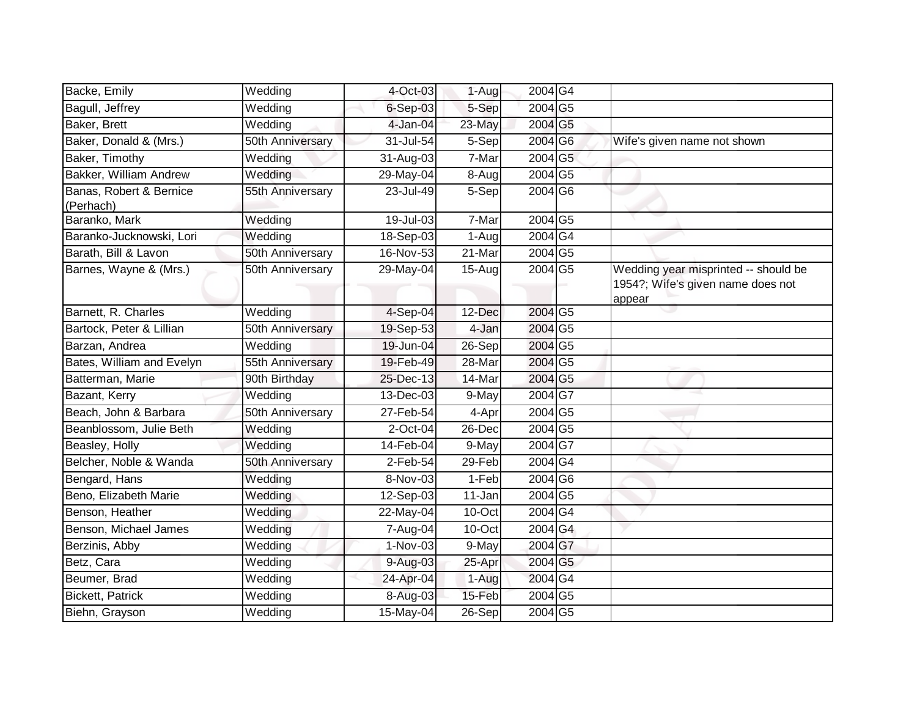| | | | | | | |
|---|---|---|---|---|---|---|
| Backe, Emily | Wedding | 4-Oct-03 | 1-Aug | 2004 | G4 | |
| Bagull, Jeffrey | Wedding | 6-Sep-03 | 5-Sep | 2004 | G5 | |
| Baker, Brett | Wedding | 4-Jan-04 | 23-May | 2004 | G5 | |
| Baker, Donald & (Mrs.) | 50th Anniversary | 31-Jul-54 | 5-Sep | 2004 | G6 | Wife's given name not shown |
| Baker, Timothy | Wedding | 31-Aug-03 | 7-Mar | 2004 | G5 | |
| Bakker, William Andrew | Wedding | 29-May-04 | 8-Aug | 2004 | G5 | |
| Banas, Robert & Bernice (Perhach) | 55th Anniversary | 23-Jul-49 | 5-Sep | 2004 | G6 | |
| Baranko, Mark | Wedding | 19-Jul-03 | 7-Mar | 2004 | G5 | |
| Baranko-Jucknowski, Lori | Wedding | 18-Sep-03 | 1-Aug | 2004 | G4 | |
| Barath, Bill & Lavon | 50th Anniversary | 16-Nov-53 | 21-Mar | 2004 | G5 | |
| Barnes, Wayne & (Mrs.) | 50th Anniversary | 29-May-04 | 15-Aug | 2004 | G5 | Wedding year misprinted -- should be 1954?; Wife's given name does not appear |
| Barnett, R. Charles | Wedding | 4-Sep-04 | 12-Dec | 2004 | G5 | |
| Bartock, Peter & Lillian | 50th Anniversary | 19-Sep-53 | 4-Jan | 2004 | G5 | |
| Barzan, Andrea | Wedding | 19-Jun-04 | 26-Sep | 2004 | G5 | |
| Bates, William and Evelyn | 55th Anniversary | 19-Feb-49 | 28-Mar | 2004 | G5 | |
| Batterman, Marie | 90th Birthday | 25-Dec-13 | 14-Mar | 2004 | G5 | |
| Bazant, Kerry | Wedding | 13-Dec-03 | 9-May | 2004 | G7 | |
| Beach, John & Barbara | 50th Anniversary | 27-Feb-54 | 4-Apr | 2004 | G5 | |
| Beanblossom, Julie Beth | Wedding | 2-Oct-04 | 26-Dec | 2004 | G5 | |
| Beasley, Holly | Wedding | 14-Feb-04 | 9-May | 2004 | G7 | |
| Belcher, Noble & Wanda | 50th Anniversary | 2-Feb-54 | 29-Feb | 2004 | G4 | |
| Bengard, Hans | Wedding | 8-Nov-03 | 1-Feb | 2004 | G6 | |
| Beno, Elizabeth Marie | Wedding | 12-Sep-03 | 11-Jan | 2004 | G5 | |
| Benson, Heather | Wedding | 22-May-04 | 10-Oct | 2004 | G4 | |
| Benson, Michael James | Wedding | 7-Aug-04 | 10-Oct | 2004 | G4 | |
| Berzinis, Abby | Wedding | 1-Nov-03 | 9-May | 2004 | G7 | |
| Betz, Cara | Wedding | 9-Aug-03 | 25-Apr | 2004 | G5 | |
| Beumer, Brad | Wedding | 24-Apr-04 | 1-Aug | 2004 | G4 | |
| Bickett, Patrick | Wedding | 8-Aug-03 | 15-Feb | 2004 | G5 | |
| Biehn, Grayson | Wedding | 15-May-04 | 26-Sep | 2004 | G5 | |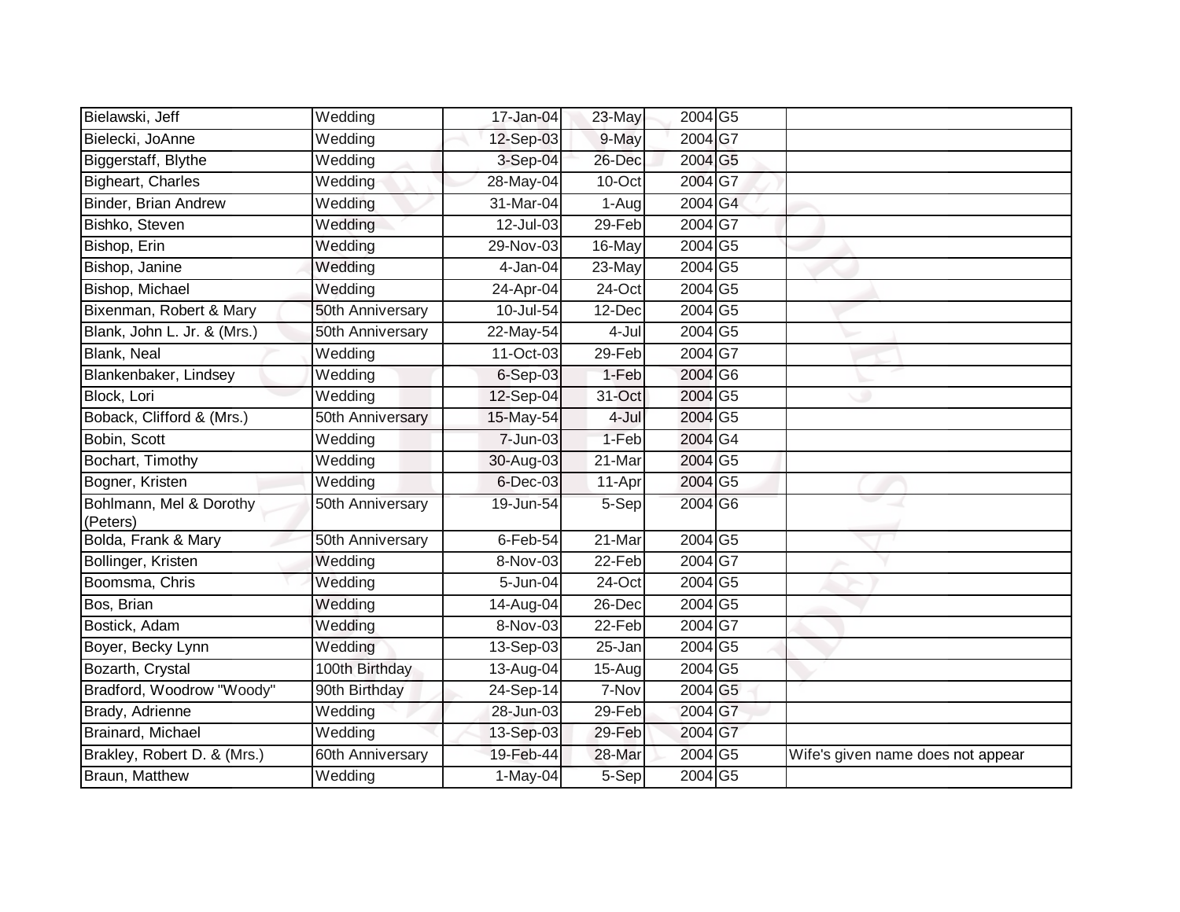| | | | | | | |
|---|---|---|---|---|---|---|
| Bielawski, Jeff | Wedding | 17-Jan-04 | 23-May | 2004 | G5 | |
| Bielecki, JoAnne | Wedding | 12-Sep-03 | 9-May | 2004 | G7 | |
| Biggerstaff, Blythe | Wedding | 3-Sep-04 | 26-Dec | 2004 | G5 | |
| Bigheart, Charles | Wedding | 28-May-04 | 10-Oct | 2004 | G7 | |
| Binder, Brian Andrew | Wedding | 31-Mar-04 | 1-Aug | 2004 | G4 | |
| Bishko, Steven | Wedding | 12-Jul-03 | 29-Feb | 2004 | G7 | |
| Bishop, Erin | Wedding | 29-Nov-03 | 16-May | 2004 | G5 | |
| Bishop, Janine | Wedding | 4-Jan-04 | 23-May | 2004 | G5 | |
| Bishop, Michael | Wedding | 24-Apr-04 | 24-Oct | 2004 | G5 | |
| Bixenman, Robert & Mary | 50th Anniversary | 10-Jul-54 | 12-Dec | 2004 | G5 | |
| Blank, John L. Jr. & (Mrs.) | 50th Anniversary | 22-May-54 | 4-Jul | 2004 | G5 | |
| Blank, Neal | Wedding | 11-Oct-03 | 29-Feb | 2004 | G7 | |
| Blankenbaker, Lindsey | Wedding | 6-Sep-03 | 1-Feb | 2004 | G6 | |
| Block, Lori | Wedding | 12-Sep-04 | 31-Oct | 2004 | G5 | |
| Boback, Clifford & (Mrs.) | 50th Anniversary | 15-May-54 | 4-Jul | 2004 | G5 | |
| Bobin, Scott | Wedding | 7-Jun-03 | 1-Feb | 2004 | G4 | |
| Bochart, Timothy | Wedding | 30-Aug-03 | 21-Mar | 2004 | G5 | |
| Bogner, Kristen | Wedding | 6-Dec-03 | 11-Apr | 2004 | G5 | |
| Bohlmann, Mel & Dorothy (Peters) | 50th Anniversary | 19-Jun-54 | 5-Sep | 2004 | G6 | |
| Bolda, Frank & Mary | 50th Anniversary | 6-Feb-54 | 21-Mar | 2004 | G5 | |
| Bollinger, Kristen | Wedding | 8-Nov-03 | 22-Feb | 2004 | G7 | |
| Boomsma, Chris | Wedding | 5-Jun-04 | 24-Oct | 2004 | G5 | |
| Bos, Brian | Wedding | 14-Aug-04 | 26-Dec | 2004 | G5 | |
| Bostick, Adam | Wedding | 8-Nov-03 | 22-Feb | 2004 | G7 | |
| Boyer, Becky Lynn | Wedding | 13-Sep-03 | 25-Jan | 2004 | G5 | |
| Bozarth, Crystal | 100th Birthday | 13-Aug-04 | 15-Aug | 2004 | G5 | |
| Bradford, Woodrow "Woody" | 90th Birthday | 24-Sep-14 | 7-Nov | 2004 | G5 | |
| Brady, Adrienne | Wedding | 28-Jun-03 | 29-Feb | 2004 | G7 | |
| Brainard, Michael | Wedding | 13-Sep-03 | 29-Feb | 2004 | G7 | |
| Brakley, Robert D. & (Mrs.) | 60th Anniversary | 19-Feb-44 | 28-Mar | 2004 | G5 | Wife's given name does not appear |
| Braun, Matthew | Wedding | 1-May-04 | 5-Sep | 2004 | G5 | |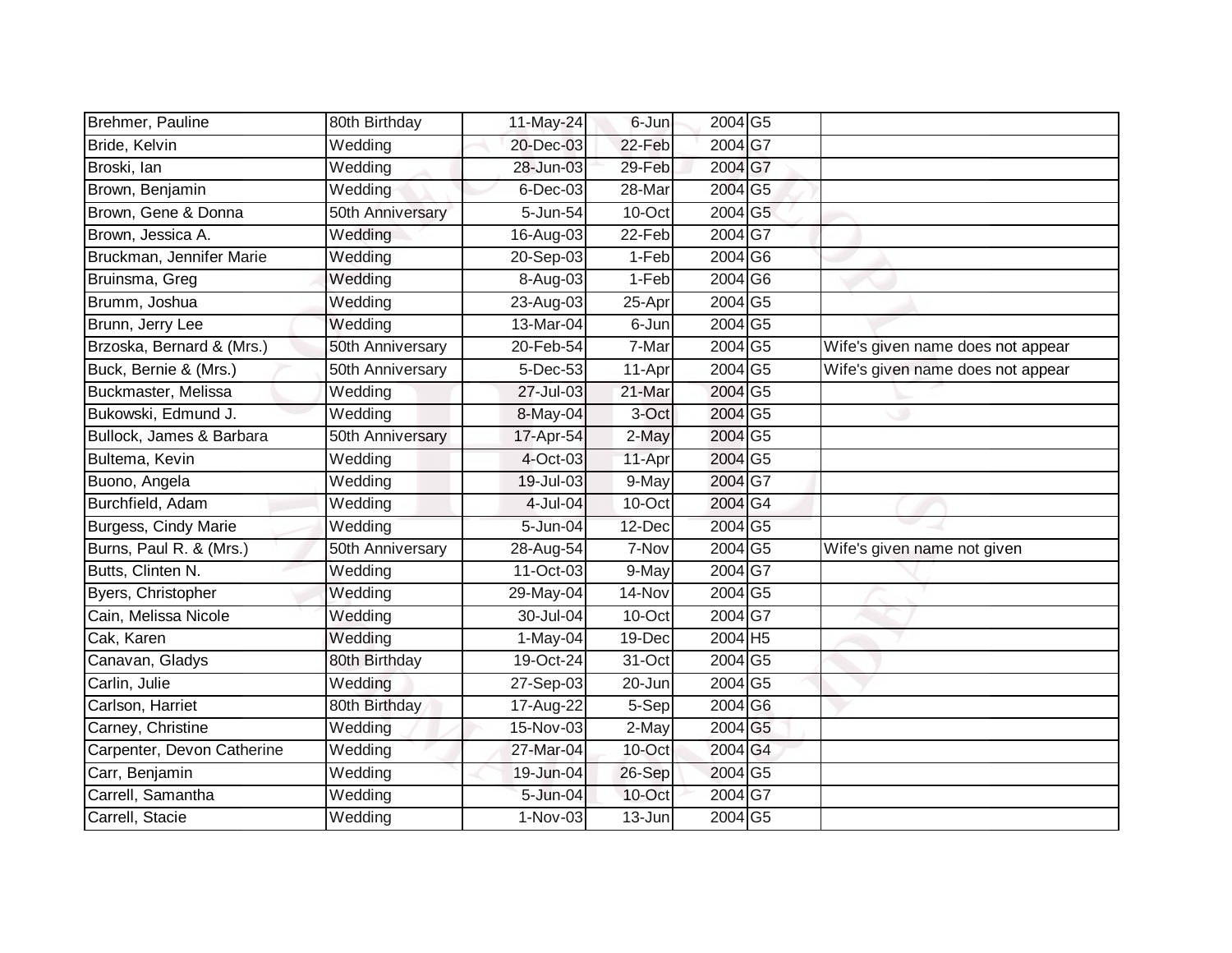| | | | | | | |
|---|---|---|---|---|---|---|
| Brehmer, Pauline | 80th Birthday | 11-May-24 | 6-Jun | 2004 | G5 | |
| Bride, Kelvin | Wedding | 20-Dec-03 | 22-Feb | 2004 | G7 | |
| Broski, Ian | Wedding | 28-Jun-03 | 29-Feb | 2004 | G7 | |
| Brown, Benjamin | Wedding | 6-Dec-03 | 28-Mar | 2004 | G5 | |
| Brown, Gene & Donna | 50th Anniversary | 5-Jun-54 | 10-Oct | 2004 | G5 | |
| Brown, Jessica A. | Wedding | 16-Aug-03 | 22-Feb | 2004 | G7 | |
| Bruckman, Jennifer Marie | Wedding | 20-Sep-03 | 1-Feb | 2004 | G6 | |
| Bruinsma, Greg | Wedding | 8-Aug-03 | 1-Feb | 2004 | G6 | |
| Brumm, Joshua | Wedding | 23-Aug-03 | 25-Apr | 2004 | G5 | |
| Brunn, Jerry Lee | Wedding | 13-Mar-04 | 6-Jun | 2004 | G5 | |
| Brzoska, Bernard & (Mrs.) | 50th Anniversary | 20-Feb-54 | 7-Mar | 2004 | G5 | Wife's given name does not appear |
| Buck, Bernie & (Mrs.) | 50th Anniversary | 5-Dec-53 | 11-Apr | 2004 | G5 | Wife's given name does not appear |
| Buckmaster, Melissa | Wedding | 27-Jul-03 | 21-Mar | 2004 | G5 | |
| Bukowski, Edmund J. | Wedding | 8-May-04 | 3-Oct | 2004 | G5 | |
| Bullock, James & Barbara | 50th Anniversary | 17-Apr-54 | 2-May | 2004 | G5 | |
| Bultema, Kevin | Wedding | 4-Oct-03 | 11-Apr | 2004 | G5 | |
| Buono, Angela | Wedding | 19-Jul-03 | 9-May | 2004 | G7 | |
| Burchfield, Adam | Wedding | 4-Jul-04 | 10-Oct | 2004 | G4 | |
| Burgess, Cindy Marie | Wedding | 5-Jun-04 | 12-Dec | 2004 | G5 | |
| Burns, Paul R. & (Mrs.) | 50th Anniversary | 28-Aug-54 | 7-Nov | 2004 | G5 | Wife's given name not given |
| Butts, Clinten N. | Wedding | 11-Oct-03 | 9-May | 2004 | G7 | |
| Byers, Christopher | Wedding | 29-May-04 | 14-Nov | 2004 | G5 | |
| Cain, Melissa Nicole | Wedding | 30-Jul-04 | 10-Oct | 2004 | G7 | |
| Cak, Karen | Wedding | 1-May-04 | 19-Dec | 2004 | H5 | |
| Canavan, Gladys | 80th Birthday | 19-Oct-24 | 31-Oct | 2004 | G5 | |
| Carlin, Julie | Wedding | 27-Sep-03 | 20-Jun | 2004 | G5 | |
| Carlson, Harriet | 80th Birthday | 17-Aug-22 | 5-Sep | 2004 | G6 | |
| Carney, Christine | Wedding | 15-Nov-03 | 2-May | 2004 | G5 | |
| Carpenter, Devon Catherine | Wedding | 27-Mar-04 | 10-Oct | 2004 | G4 | |
| Carr, Benjamin | Wedding | 19-Jun-04 | 26-Sep | 2004 | G5 | |
| Carrell, Samantha | Wedding | 5-Jun-04 | 10-Oct | 2004 | G7 | |
| Carrell, Stacie | Wedding | 1-Nov-03 | 13-Jun | 2004 | G5 | |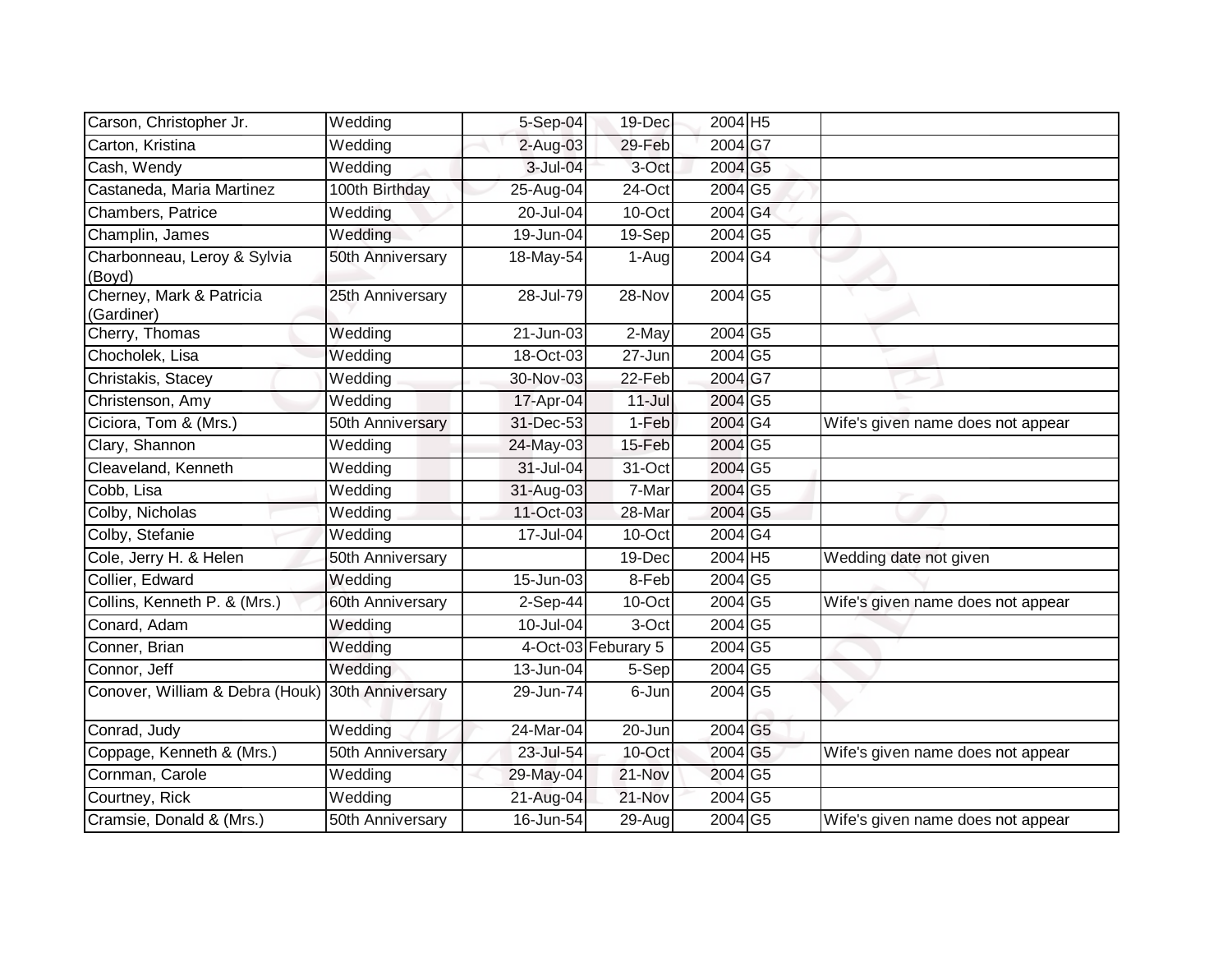| Carson, Christopher Jr. | Wedding | 5-Sep-04 | 19-Dec | 2004 | H5 | |
|---|---|---|---|---|---|---|
| Carton, Kristina | Wedding | 2-Aug-03 | 29-Feb | 2004 | G7 | |
| Cash, Wendy | Wedding | 3-Jul-04 | 3-Oct | 2004 | G5 | |
| Castaneda, Maria Martinez | 100th Birthday | 25-Aug-04 | 24-Oct | 2004 | G5 | |
| Chambers, Patrice | Wedding | 20-Jul-04 | 10-Oct | 2004 | G4 | |
| Champlin, James | Wedding | 19-Jun-04 | 19-Sep | 2004 | G5 | |
| Charbonneau, Leroy & Sylvia (Boyd) | 50th Anniversary | 18-May-54 | 1-Aug | 2004 | G4 | |
| Cherney, Mark & Patricia (Gardiner) | 25th Anniversary | 28-Jul-79 | 28-Nov | 2004 | G5 | |
| Cherry, Thomas | Wedding | 21-Jun-03 | 2-May | 2004 | G5 | |
| Chocholek, Lisa | Wedding | 18-Oct-03 | 27-Jun | 2004 | G5 | |
| Christakis, Stacey | Wedding | 30-Nov-03 | 22-Feb | 2004 | G7 | |
| Christenson, Amy | Wedding | 17-Apr-04 | 11-Jul | 2004 | G5 | |
| Ciciora, Tom & (Mrs.) | 50th Anniversary | 31-Dec-53 | 1-Feb | 2004 | G4 | Wife's given name does not appear |
| Clary, Shannon | Wedding | 24-May-03 | 15-Feb | 2004 | G5 | |
| Cleaveland, Kenneth | Wedding | 31-Jul-04 | 31-Oct | 2004 | G5 | |
| Cobb, Lisa | Wedding | 31-Aug-03 | 7-Mar | 2004 | G5 | |
| Colby, Nicholas | Wedding | 11-Oct-03 | 28-Mar | 2004 | G5 | |
| Colby, Stefanie | Wedding | 17-Jul-04 | 10-Oct | 2004 | G4 | |
| Cole, Jerry H. & Helen | 50th Anniversary | | 19-Dec | 2004 | H5 | Wedding date not given |
| Collier, Edward | Wedding | 15-Jun-03 | 8-Feb | 2004 | G5 | |
| Collins, Kenneth P. & (Mrs.) | 60th Anniversary | 2-Sep-44 | 10-Oct | 2004 | G5 | Wife's given name does not appear |
| Conard, Adam | Wedding | 10-Jul-04 | 3-Oct | 2004 | G5 | |
| Conner, Brian | Wedding | 4-Oct-03 | Feburary 5 | 2004 | G5 | |
| Connor, Jeff | Wedding | 13-Jun-04 | 5-Sep | 2004 | G5 | |
| Conover, William & Debra (Houk) | 30th Anniversary | 29-Jun-74 | 6-Jun | 2004 | G5 | |
| Conrad, Judy | Wedding | 24-Mar-04 | 20-Jun | 2004 | G5 | |
| Coppage, Kenneth & (Mrs.) | 50th Anniversary | 23-Jul-54 | 10-Oct | 2004 | G5 | Wife's given name does not appear |
| Cornman, Carole | Wedding | 29-May-04 | 21-Nov | 2004 | G5 | |
| Courtney, Rick | Wedding | 21-Aug-04 | 21-Nov | 2004 | G5 | |
| Cramsie, Donald & (Mrs.) | 50th Anniversary | 16-Jun-54 | 29-Aug | 2004 | G5 | Wife's given name does not appear |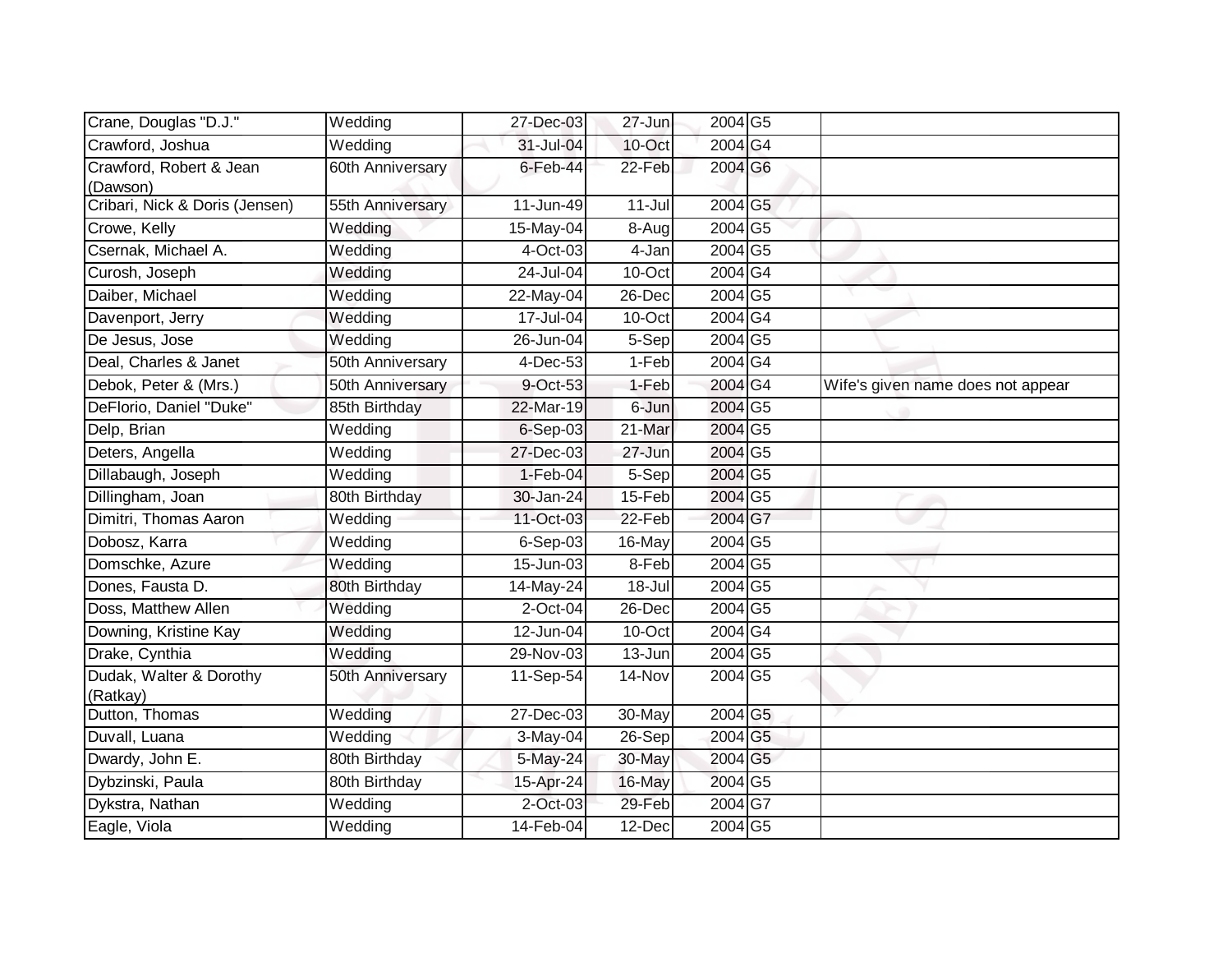| | | | | | | |
|---|---|---|---|---|---|---|
| Crane, Douglas "D.J." | Wedding | 27-Dec-03 | 27-Jun | 2004 | G5 | |
| Crawford, Joshua | Wedding | 31-Jul-04 | 10-Oct | 2004 | G4 | |
| Crawford, Robert & Jean (Dawson) | 60th Anniversary | 6-Feb-44 | 22-Feb | 2004 | G6 | |
| Cribari, Nick & Doris (Jensen) | 55th Anniversary | 11-Jun-49 | 11-Jul | 2004 | G5 | |
| Crowe, Kelly | Wedding | 15-May-04 | 8-Aug | 2004 | G5 | |
| Csernak, Michael A. | Wedding | 4-Oct-03 | 4-Jan | 2004 | G5 | |
| Curosh, Joseph | Wedding | 24-Jul-04 | 10-Oct | 2004 | G4 | |
| Daiber, Michael | Wedding | 22-May-04 | 26-Dec | 2004 | G5 | |
| Davenport, Jerry | Wedding | 17-Jul-04 | 10-Oct | 2004 | G4 | |
| De Jesus, Jose | Wedding | 26-Jun-04 | 5-Sep | 2004 | G5 | |
| Deal, Charles & Janet | 50th Anniversary | 4-Dec-53 | 1-Feb | 2004 | G4 | |
| Debok, Peter & (Mrs.) | 50th Anniversary | 9-Oct-53 | 1-Feb | 2004 | G4 | Wife's given name does not appear |
| DeFlorio, Daniel "Duke" | 85th Birthday | 22-Mar-19 | 6-Jun | 2004 | G5 | |
| Delp, Brian | Wedding | 6-Sep-03 | 21-Mar | 2004 | G5 | |
| Deters, Angella | Wedding | 27-Dec-03 | 27-Jun | 2004 | G5 | |
| Dillabaugh, Joseph | Wedding | 1-Feb-04 | 5-Sep | 2004 | G5 | |
| Dillingham, Joan | 80th Birthday | 30-Jan-24 | 15-Feb | 2004 | G5 | |
| Dimitri, Thomas Aaron | Wedding | 11-Oct-03 | 22-Feb | 2004 | G7 | |
| Dobosz, Karra | Wedding | 6-Sep-03 | 16-May | 2004 | G5 | |
| Domschke, Azure | Wedding | 15-Jun-03 | 8-Feb | 2004 | G5 | |
| Dones, Fausta D. | 80th Birthday | 14-May-24 | 18-Jul | 2004 | G5 | |
| Doss, Matthew Allen | Wedding | 2-Oct-04 | 26-Dec | 2004 | G5 | |
| Downing, Kristine Kay | Wedding | 12-Jun-04 | 10-Oct | 2004 | G4 | |
| Drake, Cynthia | Wedding | 29-Nov-03 | 13-Jun | 2004 | G5 | |
| Dudak, Walter & Dorothy (Ratkay) | 50th Anniversary | 11-Sep-54 | 14-Nov | 2004 | G5 | |
| Dutton, Thomas | Wedding | 27-Dec-03 | 30-May | 2004 | G5 | |
| Duvall, Luana | Wedding | 3-May-04 | 26-Sep | 2004 | G5 | |
| Dwardy, John E. | 80th Birthday | 5-May-24 | 30-May | 2004 | G5 | |
| Dybzinski, Paula | 80th Birthday | 15-Apr-24 | 16-May | 2004 | G5 | |
| Dykstra, Nathan | Wedding | 2-Oct-03 | 29-Feb | 2004 | G7 | |
| Eagle, Viola | Wedding | 14-Feb-04 | 12-Dec | 2004 | G5 | |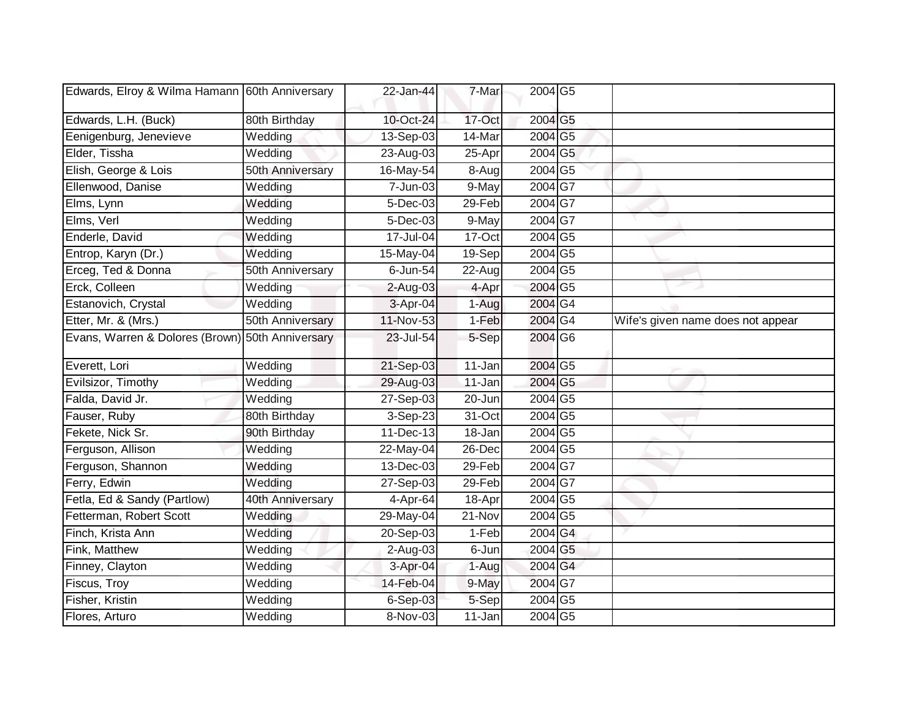| | | | | | | |
|---|---|---|---|---|---|---|
| Edwards, Elroy & Wilma Hamann | 60th Anniversary | 22-Jan-44 | 7-Mar | 2004 | G5 | |
| Edwards, L.H. (Buck) | 80th Birthday | 10-Oct-24 | 17-Oct | 2004 | G5 | |
| Eenigenburg, Jenevieve | Wedding | 13-Sep-03 | 14-Mar | 2004 | G5 | |
| Elder, Tissha | Wedding | 23-Aug-03 | 25-Apr | 2004 | G5 | |
| Elish, George & Lois | 50th Anniversary | 16-May-54 | 8-Aug | 2004 | G5 | |
| Ellenwood, Danise | Wedding | 7-Jun-03 | 9-May | 2004 | G7 | |
| Elms, Lynn | Wedding | 5-Dec-03 | 29-Feb | 2004 | G7 | |
| Elms, Verl | Wedding | 5-Dec-03 | 9-May | 2004 | G7 | |
| Enderle, David | Wedding | 17-Jul-04 | 17-Oct | 2004 | G5 | |
| Entrop, Karyn (Dr.) | Wedding | 15-May-04 | 19-Sep | 2004 | G5 | |
| Erceg, Ted & Donna | 50th Anniversary | 6-Jun-54 | 22-Aug | 2004 | G5 | |
| Erck, Colleen | Wedding | 2-Aug-03 | 4-Apr | 2004 | G5 | |
| Estanovich, Crystal | Wedding | 3-Apr-04 | 1-Aug | 2004 | G4 | |
| Etter, Mr. & (Mrs.) | 50th Anniversary | 11-Nov-53 | 1-Feb | 2004 | G4 | Wife's given name does not appear |
| Evans, Warren & Dolores (Brown) | 50th Anniversary | 23-Jul-54 | 5-Sep | 2004 | G6 | |
| Everett, Lori | Wedding | 21-Sep-03 | 11-Jan | 2004 | G5 | |
| Evilsizor, Timothy | Wedding | 29-Aug-03 | 11-Jan | 2004 | G5 | |
| Falda, David Jr. | Wedding | 27-Sep-03 | 20-Jun | 2004 | G5 | |
| Fauser, Ruby | 80th Birthday | 3-Sep-23 | 31-Oct | 2004 | G5 | |
| Fekete, Nick Sr. | 90th Birthday | 11-Dec-13 | 18-Jan | 2004 | G5 | |
| Ferguson, Allison | Wedding | 22-May-04 | 26-Dec | 2004 | G5 | |
| Ferguson, Shannon | Wedding | 13-Dec-03 | 29-Feb | 2004 | G7 | |
| Ferry, Edwin | Wedding | 27-Sep-03 | 29-Feb | 2004 | G7 | |
| Fetla, Ed & Sandy (Partlow) | 40th Anniversary | 4-Apr-64 | 18-Apr | 2004 | G5 | |
| Fetterman, Robert Scott | Wedding | 29-May-04 | 21-Nov | 2004 | G5 | |
| Finch, Krista Ann | Wedding | 20-Sep-03 | 1-Feb | 2004 | G4 | |
| Fink, Matthew | Wedding | 2-Aug-03 | 6-Jun | 2004 | G5 | |
| Finney, Clayton | Wedding | 3-Apr-04 | 1-Aug | 2004 | G4 | |
| Fiscus, Troy | Wedding | 14-Feb-04 | 9-May | 2004 | G7 | |
| Fisher, Kristin | Wedding | 6-Sep-03 | 5-Sep | 2004 | G5 | |
| Flores, Arturo | Wedding | 8-Nov-03 | 11-Jan | 2004 | G5 | |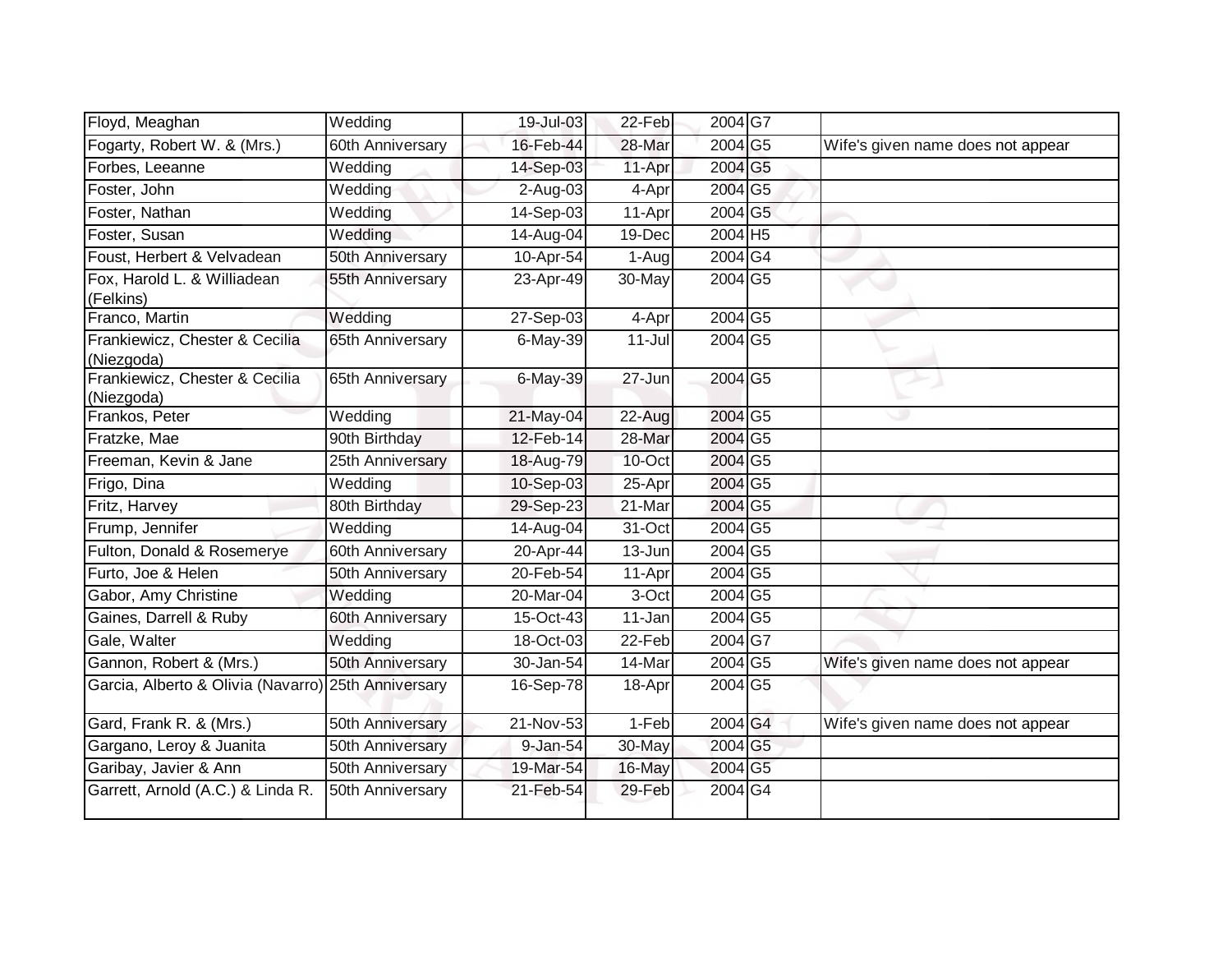| | | | | | | |
|---|---|---|---|---|---|---|
| Floyd, Meaghan | Wedding | 19-Jul-03 | 22-Feb | 2004 | G7 | |
| Fogarty, Robert W. & (Mrs.) | 60th Anniversary | 16-Feb-44 | 28-Mar | 2004 | G5 | Wife's given name does not appear |
| Forbes, Leeanne | Wedding | 14-Sep-03 | 11-Apr | 2004 | G5 | |
| Foster, John | Wedding | 2-Aug-03 | 4-Apr | 2004 | G5 | |
| Foster, Nathan | Wedding | 14-Sep-03 | 11-Apr | 2004 | G5 | |
| Foster, Susan | Wedding | 14-Aug-04 | 19-Dec | 2004 | H5 | |
| Foust, Herbert & Velvadean | 50th Anniversary | 10-Apr-54 | 1-Aug | 2004 | G4 | |
| Fox, Harold L. & Williadean (Felkins) | 55th Anniversary | 23-Apr-49 | 30-May | 2004 | G5 | |
| Franco, Martin | Wedding | 27-Sep-03 | 4-Apr | 2004 | G5 | |
| Frankiewicz, Chester & Cecilia (Niezgoda) | 65th Anniversary | 6-May-39 | 11-Jul | 2004 | G5 | |
| Frankiewicz, Chester & Cecilia (Niezgoda) | 65th Anniversary | 6-May-39 | 27-Jun | 2004 | G5 | |
| Frankos, Peter | Wedding | 21-May-04 | 22-Aug | 2004 | G5 | |
| Fratzke, Mae | 90th Birthday | 12-Feb-14 | 28-Mar | 2004 | G5 | |
| Freeman, Kevin & Jane | 25th Anniversary | 18-Aug-79 | 10-Oct | 2004 | G5 | |
| Frigo, Dina | Wedding | 10-Sep-03 | 25-Apr | 2004 | G5 | |
| Fritz, Harvey | 80th Birthday | 29-Sep-23 | 21-Mar | 2004 | G5 | |
| Frump, Jennifer | Wedding | 14-Aug-04 | 31-Oct | 2004 | G5 | |
| Fulton, Donald & Rosemerye | 60th Anniversary | 20-Apr-44 | 13-Jun | 2004 | G5 | |
| Furto, Joe & Helen | 50th Anniversary | 20-Feb-54 | 11-Apr | 2004 | G5 | |
| Gabor, Amy Christine | Wedding | 20-Mar-04 | 3-Oct | 2004 | G5 | |
| Gaines, Darrell & Ruby | 60th Anniversary | 15-Oct-43 | 11-Jan | 2004 | G5 | |
| Gale, Walter | Wedding | 18-Oct-03 | 22-Feb | 2004 | G7 | |
| Gannon, Robert & (Mrs.) | 50th Anniversary | 30-Jan-54 | 14-Mar | 2004 | G5 | Wife's given name does not appear |
| Garcia, Alberto & Olivia (Navarro) | 25th Anniversary | 16-Sep-78 | 18-Apr | 2004 | G5 | |
| Gard, Frank R. & (Mrs.) | 50th Anniversary | 21-Nov-53 | 1-Feb | 2004 | G4 | Wife's given name does not appear |
| Gargano, Leroy & Juanita | 50th Anniversary | 9-Jan-54 | 30-May | 2004 | G5 | |
| Garibay, Javier & Ann | 50th Anniversary | 19-Mar-54 | 16-May | 2004 | G5 | |
| Garrett, Arnold (A.C.) & Linda R. | 50th Anniversary | 21-Feb-54 | 29-Feb | 2004 | G4 | |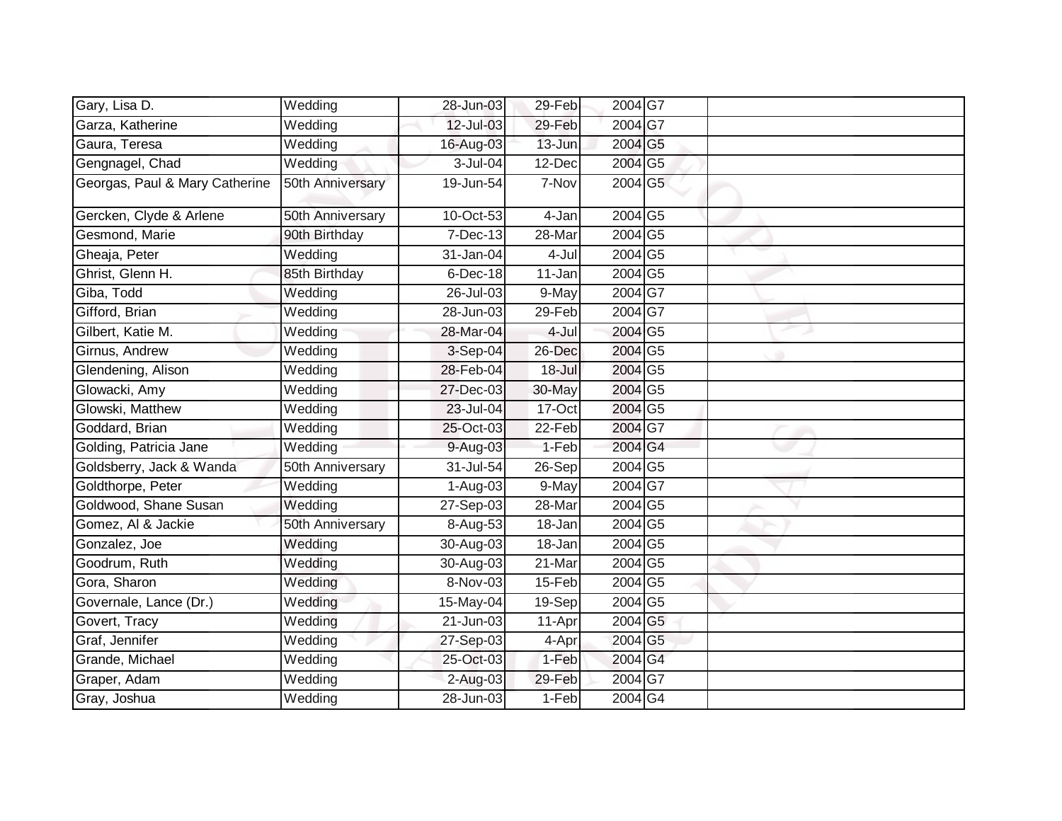| | | | | | | |
|---|---|---|---|---|---|---|
| Gary, Lisa D. | Wedding | 28-Jun-03 | 29-Feb | 2004 | G7 | |
| Garza, Katherine | Wedding | 12-Jul-03 | 29-Feb | 2004 | G7 | |
| Gaura, Teresa | Wedding | 16-Aug-03 | 13-Jun | 2004 | G5 | |
| Gengnagel, Chad | Wedding | 3-Jul-04 | 12-Dec | 2004 | G5 | |
| Georgas, Paul & Mary Catherine | 50th Anniversary | 19-Jun-54 | 7-Nov | 2004 | G5 | |
| Gercken, Clyde & Arlene | 50th Anniversary | 10-Oct-53 | 4-Jan | 2004 | G5 | |
| Gesmond, Marie | 90th Birthday | 7-Dec-13 | 28-Mar | 2004 | G5 | |
| Gheaja, Peter | Wedding | 31-Jan-04 | 4-Jul | 2004 | G5 | |
| Ghrist, Glenn H. | 85th Birthday | 6-Dec-18 | 11-Jan | 2004 | G5 | |
| Giba, Todd | Wedding | 26-Jul-03 | 9-May | 2004 | G7 | |
| Gifford, Brian | Wedding | 28-Jun-03 | 29-Feb | 2004 | G7 | |
| Gilbert, Katie M. | Wedding | 28-Mar-04 | 4-Jul | 2004 | G5 | |
| Girnus, Andrew | Wedding | 3-Sep-04 | 26-Dec | 2004 | G5 | |
| Glendening, Alison | Wedding | 28-Feb-04 | 18-Jul | 2004 | G5 | |
| Glowacki, Amy | Wedding | 27-Dec-03 | 30-May | 2004 | G5 | |
| Glowski, Matthew | Wedding | 23-Jul-04 | 17-Oct | 2004 | G5 | |
| Goddard, Brian | Wedding | 25-Oct-03 | 22-Feb | 2004 | G7 | |
| Golding, Patricia Jane | Wedding | 9-Aug-03 | 1-Feb | 2004 | G4 | |
| Goldsberry, Jack & Wanda | 50th Anniversary | 31-Jul-54 | 26-Sep | 2004 | G5 | |
| Goldthorpe, Peter | Wedding | 1-Aug-03 | 9-May | 2004 | G7 | |
| Goldwood, Shane Susan | Wedding | 27-Sep-03 | 28-Mar | 2004 | G5 | |
| Gomez, Al & Jackie | 50th Anniversary | 8-Aug-53 | 18-Jan | 2004 | G5 | |
| Gonzalez, Joe | Wedding | 30-Aug-03 | 18-Jan | 2004 | G5 | |
| Goodrum, Ruth | Wedding | 30-Aug-03 | 21-Mar | 2004 | G5 | |
| Gora, Sharon | Wedding | 8-Nov-03 | 15-Feb | 2004 | G5 | |
| Governale, Lance (Dr.) | Wedding | 15-May-04 | 19-Sep | 2004 | G5 | |
| Govert, Tracy | Wedding | 21-Jun-03 | 11-Apr | 2004 | G5 | |
| Graf, Jennifer | Wedding | 27-Sep-03 | 4-Apr | 2004 | G5 | |
| Grande, Michael | Wedding | 25-Oct-03 | 1-Feb | 2004 | G4 | |
| Graper, Adam | Wedding | 2-Aug-03 | 29-Feb | 2004 | G7 | |
| Gray, Joshua | Wedding | 28-Jun-03 | 1-Feb | 2004 | G4 | |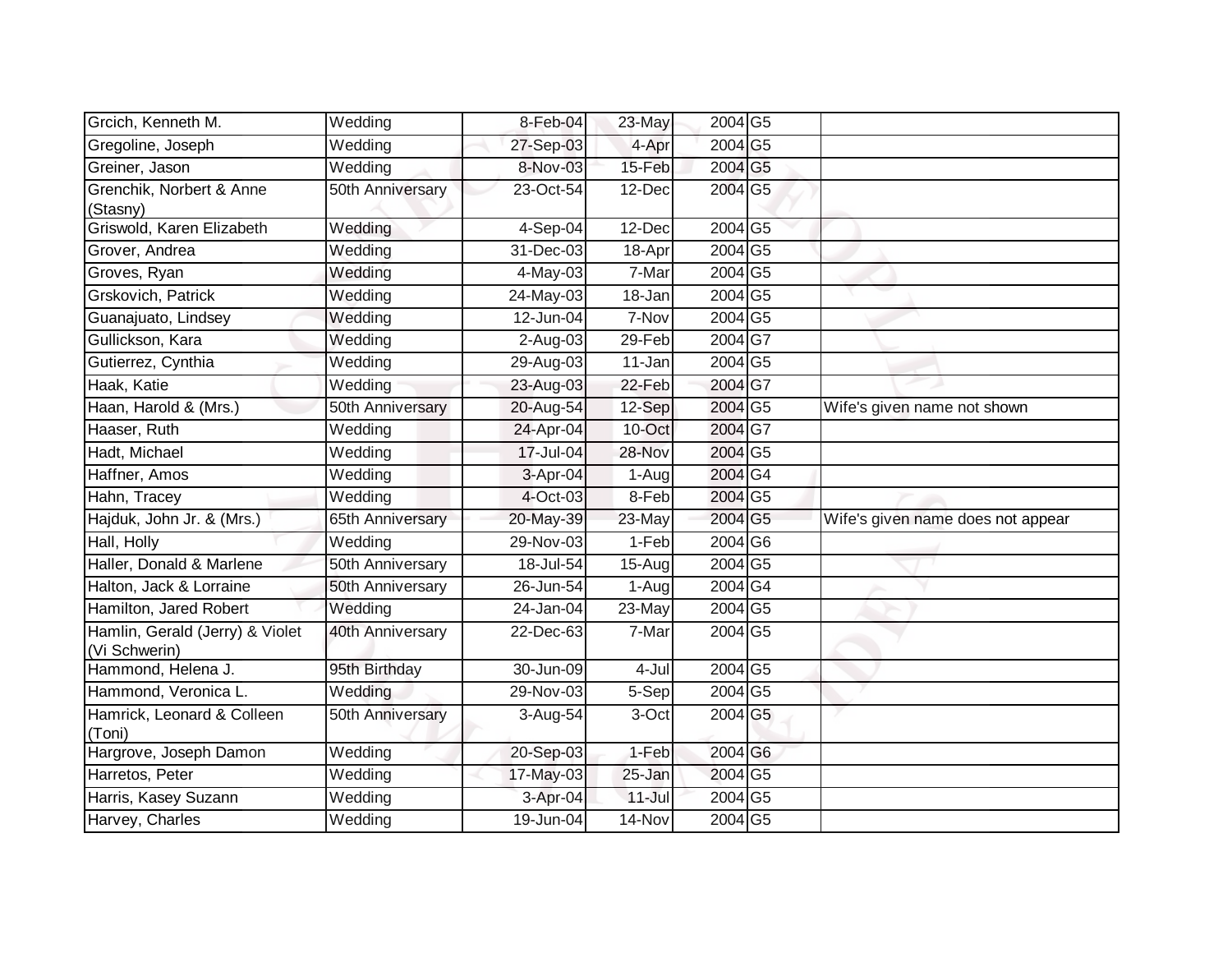| | | | | | | |
|---|---|---|---|---|---|---|
| Grcich, Kenneth M. | Wedding | 8-Feb-04 | 23-May | 2004 | G5 | |
| Gregoline, Joseph | Wedding | 27-Sep-03 | 4-Apr | 2004 | G5 | |
| Greiner, Jason | Wedding | 8-Nov-03 | 15-Feb | 2004 | G5 | |
| Grenchik, Norbert & Anne (Stasny) | 50th Anniversary | 23-Oct-54 | 12-Dec | 2004 | G5 | |
| Griswold, Karen Elizabeth | Wedding | 4-Sep-04 | 12-Dec | 2004 | G5 | |
| Grover, Andrea | Wedding | 31-Dec-03 | 18-Apr | 2004 | G5 | |
| Groves, Ryan | Wedding | 4-May-03 | 7-Mar | 2004 | G5 | |
| Grskovich, Patrick | Wedding | 24-May-03 | 18-Jan | 2004 | G5 | |
| Guanajuato, Lindsey | Wedding | 12-Jun-04 | 7-Nov | 2004 | G5 | |
| Gullickson, Kara | Wedding | 2-Aug-03 | 29-Feb | 2004 | G7 | |
| Gutierrez, Cynthia | Wedding | 29-Aug-03 | 11-Jan | 2004 | G5 | |
| Haak, Katie | Wedding | 23-Aug-03 | 22-Feb | 2004 | G7 | |
| Haan, Harold & (Mrs.) | 50th Anniversary | 20-Aug-54 | 12-Sep | 2004 | G5 | Wife's given name not shown |
| Haaser, Ruth | Wedding | 24-Apr-04 | 10-Oct | 2004 | G7 | |
| Hadt, Michael | Wedding | 17-Jul-04 | 28-Nov | 2004 | G5 | |
| Haffner, Amos | Wedding | 3-Apr-04 | 1-Aug | 2004 | G4 | |
| Hahn, Tracey | Wedding | 4-Oct-03 | 8-Feb | 2004 | G5 | |
| Hajduk, John Jr. & (Mrs.) | 65th Anniversary | 20-May-39 | 23-May | 2004 | G5 | Wife's given name does not appear |
| Hall, Holly | Wedding | 29-Nov-03 | 1-Feb | 2004 | G6 | |
| Haller, Donald & Marlene | 50th Anniversary | 18-Jul-54 | 15-Aug | 2004 | G5 | |
| Halton, Jack & Lorraine | 50th Anniversary | 26-Jun-54 | 1-Aug | 2004 | G4 | |
| Hamilton, Jared Robert | Wedding | 24-Jan-04 | 23-May | 2004 | G5 | |
| Hamlin, Gerald (Jerry) & Violet (Vi Schwerin) | 40th Anniversary | 22-Dec-63 | 7-Mar | 2004 | G5 | |
| Hammond, Helena J. | 95th Birthday | 30-Jun-09 | 4-Jul | 2004 | G5 | |
| Hammond, Veronica L. | Wedding | 29-Nov-03 | 5-Sep | 2004 | G5 | |
| Hamrick, Leonard & Colleen (Toni) | 50th Anniversary | 3-Aug-54 | 3-Oct | 2004 | G5 | |
| Hargrove, Joseph Damon | Wedding | 20-Sep-03 | 1-Feb | 2004 | G6 | |
| Harretos, Peter | Wedding | 17-May-03 | 25-Jan | 2004 | G5 | |
| Harris, Kasey Suzann | Wedding | 3-Apr-04 | 11-Jul | 2004 | G5 | |
| Harvey, Charles | Wedding | 19-Jun-04 | 14-Nov | 2004 | G5 | |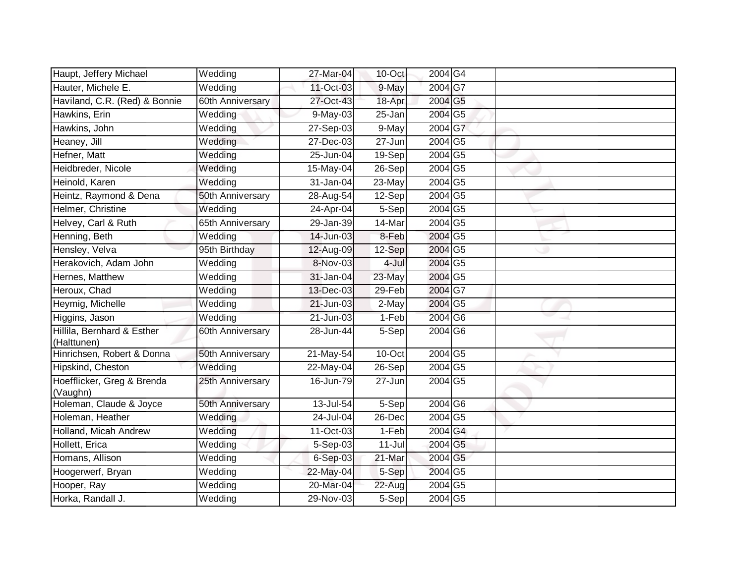| | | | | | | |
|---|---|---|---|---|---|---|
| Haupt, Jeffery Michael | Wedding | 27-Mar-04 | 10-Oct | 2004 | G4 | |
| Hauter, Michele E. | Wedding | 11-Oct-03 | 9-May | 2004 | G7 | |
| Haviland, C.R. (Red) & Bonnie | 60th Anniversary | 27-Oct-43 | 18-Apr | 2004 | G5 | |
| Hawkins, Erin | Wedding | 9-May-03 | 25-Jan | 2004 | G5 | |
| Hawkins, John | Wedding | 27-Sep-03 | 9-May | 2004 | G7 | |
| Heaney, Jill | Wedding | 27-Dec-03 | 27-Jun | 2004 | G5 | |
| Hefner, Matt | Wedding | 25-Jun-04 | 19-Sep | 2004 | G5 | |
| Heidbreder, Nicole | Wedding | 15-May-04 | 26-Sep | 2004 | G5 | |
| Heinold, Karen | Wedding | 31-Jan-04 | 23-May | 2004 | G5 | |
| Heintz, Raymond & Dena | 50th Anniversary | 28-Aug-54 | 12-Sep | 2004 | G5 | |
| Helmer, Christine | Wedding | 24-Apr-04 | 5-Sep | 2004 | G5 | |
| Helvey, Carl & Ruth | 65th Anniversary | 29-Jan-39 | 14-Mar | 2004 | G5 | |
| Henning, Beth | Wedding | 14-Jun-03 | 8-Feb | 2004 | G5 | |
| Hensley, Velva | 95th Birthday | 12-Aug-09 | 12-Sep | 2004 | G5 | |
| Herakovich, Adam John | Wedding | 8-Nov-03 | 4-Jul | 2004 | G5 | |
| Hernes, Matthew | Wedding | 31-Jan-04 | 23-May | 2004 | G5 | |
| Heroux, Chad | Wedding | 13-Dec-03 | 29-Feb | 2004 | G7 | |
| Heymig, Michelle | Wedding | 21-Jun-03 | 2-May | 2004 | G5 | |
| Higgins, Jason | Wedding | 21-Jun-03 | 1-Feb | 2004 | G6 | |
| Hillila, Bernhard & Esther (Halttunen) | 60th Anniversary | 28-Jun-44 | 5-Sep | 2004 | G6 | |
| Hinrichsen, Robert & Donna | 50th Anniversary | 21-May-54 | 10-Oct | 2004 | G5 | |
| Hipskind, Cheston | Wedding | 22-May-04 | 26-Sep | 2004 | G5 | |
| Hoefflicker, Greg & Brenda (Vaughn) | 25th Anniversary | 16-Jun-79 | 27-Jun | 2004 | G5 | |
| Holeman, Claude & Joyce | 50th Anniversary | 13-Jul-54 | 5-Sep | 2004 | G6 | |
| Holeman, Heather | Wedding | 24-Jul-04 | 26-Dec | 2004 | G5 | |
| Holland, Micah Andrew | Wedding | 11-Oct-03 | 1-Feb | 2004 | G4 | |
| Hollett, Erica | Wedding | 5-Sep-03 | 11-Jul | 2004 | G5 | |
| Homans, Allison | Wedding | 6-Sep-03 | 21-Mar | 2004 | G5 | |
| Hoogerwerf, Bryan | Wedding | 22-May-04 | 5-Sep | 2004 | G5 | |
| Hooper, Ray | Wedding | 20-Mar-04 | 22-Aug | 2004 | G5 | |
| Horka, Randall J. | Wedding | 29-Nov-03 | 5-Sep | 2004 | G5 | |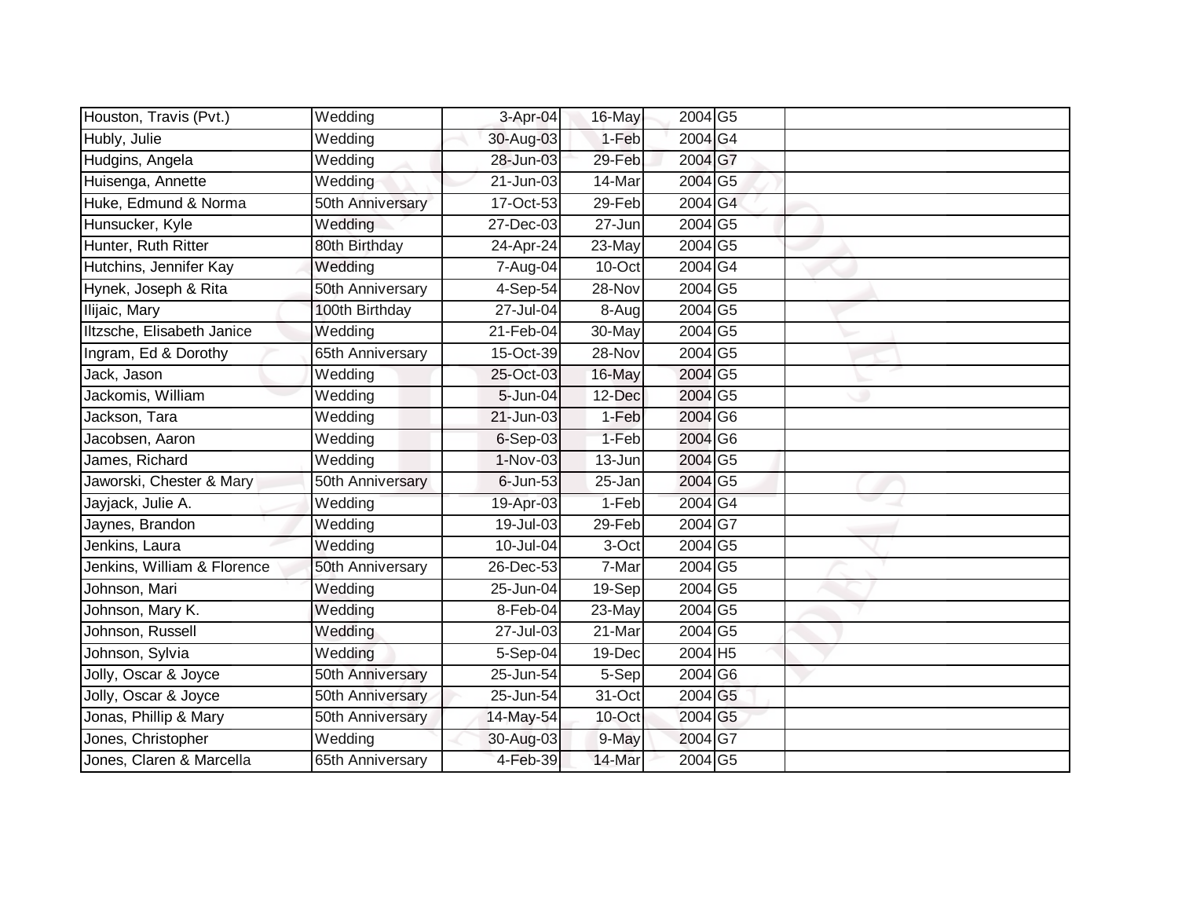| | | | | | | |
|---|---|---|---|---|---|---|
| Houston, Travis (Pvt.) | Wedding | 3-Apr-04 | 16-May | 2004 | G5 | |
| Hubly, Julie | Wedding | 30-Aug-03 | 1-Feb | 2004 | G4 | |
| Hudgins, Angela | Wedding | 28-Jun-03 | 29-Feb | 2004 | G7 | |
| Huisenga, Annette | Wedding | 21-Jun-03 | 14-Mar | 2004 | G5 | |
| Huke, Edmund & Norma | 50th Anniversary | 17-Oct-53 | 29-Feb | 2004 | G4 | |
| Hunsucker, Kyle | Wedding | 27-Dec-03 | 27-Jun | 2004 | G5 | |
| Hunter, Ruth Ritter | 80th Birthday | 24-Apr-24 | 23-May | 2004 | G5 | |
| Hutchins, Jennifer Kay | Wedding | 7-Aug-04 | 10-Oct | 2004 | G4 | |
| Hynek, Joseph & Rita | 50th Anniversary | 4-Sep-54 | 28-Nov | 2004 | G5 | |
| Ilijaic, Mary | 100th Birthday | 27-Jul-04 | 8-Aug | 2004 | G5 | |
| Iltzsche, Elisabeth Janice | Wedding | 21-Feb-04 | 30-May | 2004 | G5 | |
| Ingram, Ed & Dorothy | 65th Anniversary | 15-Oct-39 | 28-Nov | 2004 | G5 | |
| Jack, Jason | Wedding | 25-Oct-03 | 16-May | 2004 | G5 | |
| Jackomis, William | Wedding | 5-Jun-04 | 12-Dec | 2004 | G5 | |
| Jackson, Tara | Wedding | 21-Jun-03 | 1-Feb | 2004 | G6 | |
| Jacobsen, Aaron | Wedding | 6-Sep-03 | 1-Feb | 2004 | G6 | |
| James, Richard | Wedding | 1-Nov-03 | 13-Jun | 2004 | G5 | |
| Jaworski, Chester & Mary | 50th Anniversary | 6-Jun-53 | 25-Jan | 2004 | G5 | |
| Jayjack, Julie A. | Wedding | 19-Apr-03 | 1-Feb | 2004 | G4 | |
| Jaynes, Brandon | Wedding | 19-Jul-03 | 29-Feb | 2004 | G7 | |
| Jenkins, Laura | Wedding | 10-Jul-04 | 3-Oct | 2004 | G5 | |
| Jenkins, William & Florence | 50th Anniversary | 26-Dec-53 | 7-Mar | 2004 | G5 | |
| Johnson, Mari | Wedding | 25-Jun-04 | 19-Sep | 2004 | G5 | |
| Johnson, Mary K. | Wedding | 8-Feb-04 | 23-May | 2004 | G5 | |
| Johnson, Russell | Wedding | 27-Jul-03 | 21-Mar | 2004 | G5 | |
| Johnson, Sylvia | Wedding | 5-Sep-04 | 19-Dec | 2004 | H5 | |
| Jolly, Oscar & Joyce | 50th Anniversary | 25-Jun-54 | 5-Sep | 2004 | G6 | |
| Jolly, Oscar & Joyce | 50th Anniversary | 25-Jun-54 | 31-Oct | 2004 | G5 | |
| Jonas, Phillip & Mary | 50th Anniversary | 14-May-54 | 10-Oct | 2004 | G5 | |
| Jones, Christopher | Wedding | 30-Aug-03 | 9-May | 2004 | G7 | |
| Jones, Claren & Marcella | 65th Anniversary | 4-Feb-39 | 14-Mar | 2004 | G5 | |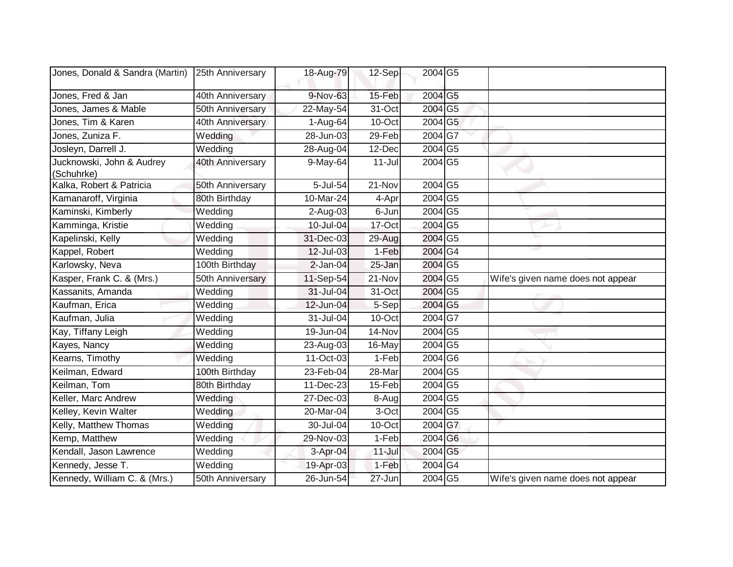| | | | | | | |
|---|---|---|---|---|---|---|
| Jones, Donald & Sandra (Martin) | 25th Anniversary | 18-Aug-79 | 12-Sep | 2004 | G5 | |
| Jones, Fred & Jan | 40th Anniversary | 9-Nov-63 | 15-Feb | 2004 | G5 | |
| Jones, James & Mable | 50th Anniversary | 22-May-54 | 31-Oct | 2004 | G5 | |
| Jones, Tim & Karen | 40th Anniversary | 1-Aug-64 | 10-Oct | 2004 | G5 | |
| Jones, Zuniza F. | Wedding | 28-Jun-03 | 29-Feb | 2004 | G7 | |
| Josleyn, Darrell J. | Wedding | 28-Aug-04 | 12-Dec | 2004 | G5 | |
| Jucknowski, John & Audrey (Schuhrke) | 40th Anniversary | 9-May-64 | 11-Jul | 2004 | G5 | |
| Kalka, Robert & Patricia | 50th Anniversary | 5-Jul-54 | 21-Nov | 2004 | G5 | |
| Kamanaroff, Virginia | 80th Birthday | 10-Mar-24 | 4-Apr | 2004 | G5 | |
| Kaminski, Kimberly | Wedding | 2-Aug-03 | 6-Jun | 2004 | G5 | |
| Kamminga, Kristie | Wedding | 10-Jul-04 | 17-Oct | 2004 | G5 | |
| Kapelinski, Kelly | Wedding | 31-Dec-03 | 29-Aug | 2004 | G5 | |
| Kappel, Robert | Wedding | 12-Jul-03 | 1-Feb | 2004 | G4 | |
| Karlowsky, Neva | 100th Birthday | 2-Jan-04 | 25-Jan | 2004 | G5 | |
| Kasper, Frank C. & (Mrs.) | 50th Anniversary | 11-Sep-54 | 21-Nov | 2004 | G5 | Wife's given name does not appear |
| Kassanits, Amanda | Wedding | 31-Jul-04 | 31-Oct | 2004 | G5 | |
| Kaufman, Erica | Wedding | 12-Jun-04 | 5-Sep | 2004 | G5 | |
| Kaufman, Julia | Wedding | 31-Jul-04 | 10-Oct | 2004 | G7 | |
| Kay, Tiffany Leigh | Wedding | 19-Jun-04 | 14-Nov | 2004 | G5 | |
| Kayes, Nancy | Wedding | 23-Aug-03 | 16-May | 2004 | G5 | |
| Kearns, Timothy | Wedding | 11-Oct-03 | 1-Feb | 2004 | G6 | |
| Keilman, Edward | 100th Birthday | 23-Feb-04 | 28-Mar | 2004 | G5 | |
| Keilman, Tom | 80th Birthday | 11-Dec-23 | 15-Feb | 2004 | G5 | |
| Keller, Marc Andrew | Wedding | 27-Dec-03 | 8-Aug | 2004 | G5 | |
| Kelley, Kevin Walter | Wedding | 20-Mar-04 | 3-Oct | 2004 | G5 | |
| Kelly, Matthew Thomas | Wedding | 30-Jul-04 | 10-Oct | 2004 | G7 | |
| Kemp, Matthew | Wedding | 29-Nov-03 | 1-Feb | 2004 | G6 | |
| Kendall, Jason Lawrence | Wedding | 3-Apr-04 | 11-Jul | 2004 | G5 | |
| Kennedy, Jesse T. | Wedding | 19-Apr-03 | 1-Feb | 2004 | G4 | |
| Kennedy, William C. & (Mrs.) | 50th Anniversary | 26-Jun-54 | 27-Jun | 2004 | G5 | Wife's given name does not appear |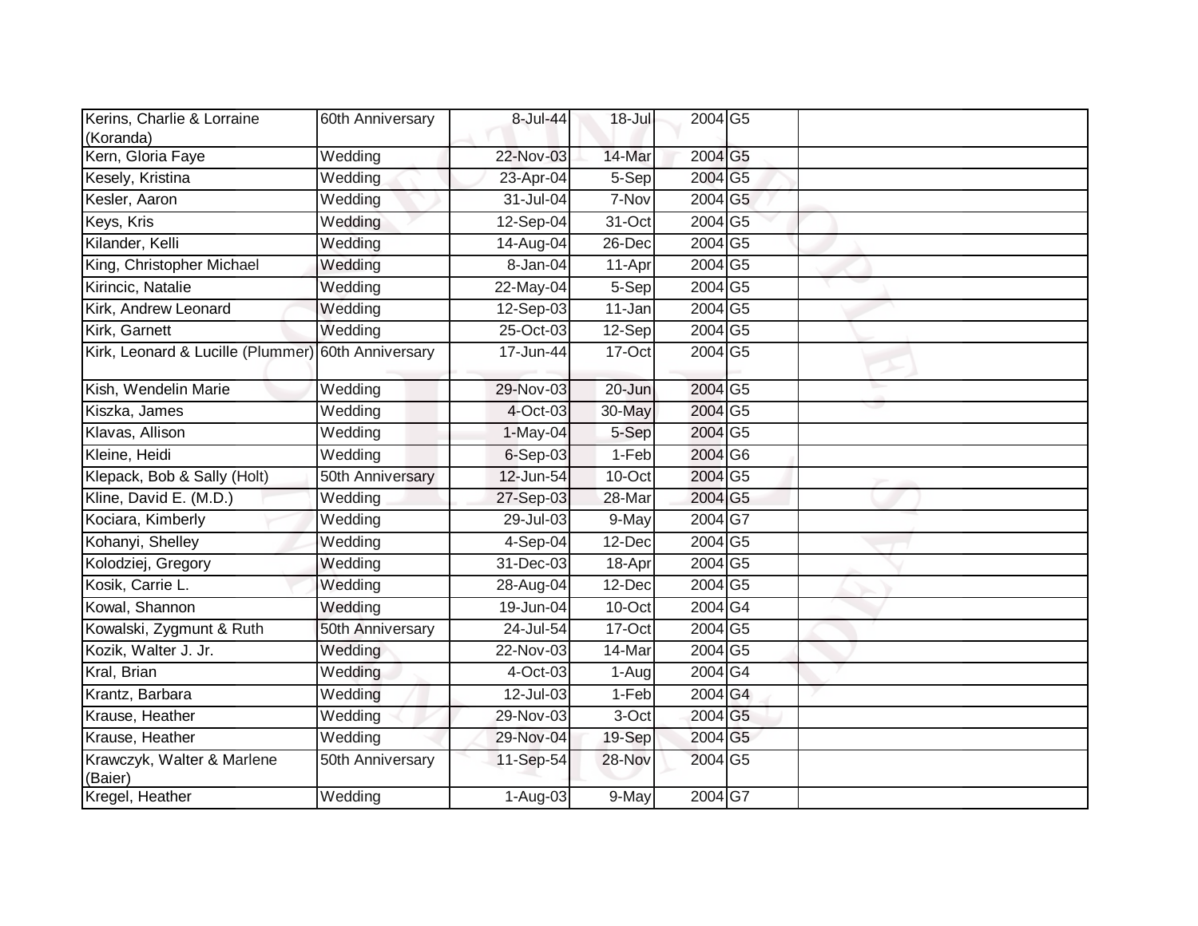| | | | | | | |
|---|---|---|---|---|---|---|
| Kerins, Charlie & Lorraine (Koranda) | 60th Anniversary | 8-Jul-44 | 18-Jul | 2004 | G5 | |
| Kern, Gloria Faye | Wedding | 22-Nov-03 | 14-Mar | 2004 | G5 | |
| Kesely, Kristina | Wedding | 23-Apr-04 | 5-Sep | 2004 | G5 | |
| Kesler, Aaron | Wedding | 31-Jul-04 | 7-Nov | 2004 | G5 | |
| Keys, Kris | Wedding | 12-Sep-04 | 31-Oct | 2004 | G5 | |
| Kilander, Kelli | Wedding | 14-Aug-04 | 26-Dec | 2004 | G5 | |
| King, Christopher Michael | Wedding | 8-Jan-04 | 11-Apr | 2004 | G5 | |
| Kirincic, Natalie | Wedding | 22-May-04 | 5-Sep | 2004 | G5 | |
| Kirk, Andrew Leonard | Wedding | 12-Sep-03 | 11-Jan | 2004 | G5 | |
| Kirk, Garnett | Wedding | 25-Oct-03 | 12-Sep | 2004 | G5 | |
| Kirk, Leonard & Lucille (Plummer) | 60th Anniversary | 17-Jun-44 | 17-Oct | 2004 | G5 | |
| Kish, Wendelin Marie | Wedding | 29-Nov-03 | 20-Jun | 2004 | G5 | |
| Kiszka, James | Wedding | 4-Oct-03 | 30-May | 2004 | G5 | |
| Klavas, Allison | Wedding | 1-May-04 | 5-Sep | 2004 | G5 | |
| Kleine, Heidi | Wedding | 6-Sep-03 | 1-Feb | 2004 | G6 | |
| Klepack, Bob & Sally (Holt) | 50th Anniversary | 12-Jun-54 | 10-Oct | 2004 | G5 | |
| Kline, David E. (M.D.) | Wedding | 27-Sep-03 | 28-Mar | 2004 | G5 | |
| Kociara, Kimberly | Wedding | 29-Jul-03 | 9-May | 2004 | G7 | |
| Kohanyi, Shelley | Wedding | 4-Sep-04 | 12-Dec | 2004 | G5 | |
| Kolodziej, Gregory | Wedding | 31-Dec-03 | 18-Apr | 2004 | G5 | |
| Kosik, Carrie L. | Wedding | 28-Aug-04 | 12-Dec | 2004 | G5 | |
| Kowal, Shannon | Wedding | 19-Jun-04 | 10-Oct | 2004 | G4 | |
| Kowalski, Zygmunt & Ruth | 50th Anniversary | 24-Jul-54 | 17-Oct | 2004 | G5 | |
| Kozik, Walter J. Jr. | Wedding | 22-Nov-03 | 14-Mar | 2004 | G5 | |
| Kral, Brian | Wedding | 4-Oct-03 | 1-Aug | 2004 | G4 | |
| Krantz, Barbara | Wedding | 12-Jul-03 | 1-Feb | 2004 | G4 | |
| Krause, Heather | Wedding | 29-Nov-03 | 3-Oct | 2004 | G5 | |
| Krause, Heather | Wedding | 29-Nov-04 | 19-Sep | 2004 | G5 | |
| Krawczyk, Walter & Marlene (Baier) | 50th Anniversary | 11-Sep-54 | 28-Nov | 2004 | G5 | |
| Kregel, Heather | Wedding | 1-Aug-03 | 9-May | 2004 | G7 | |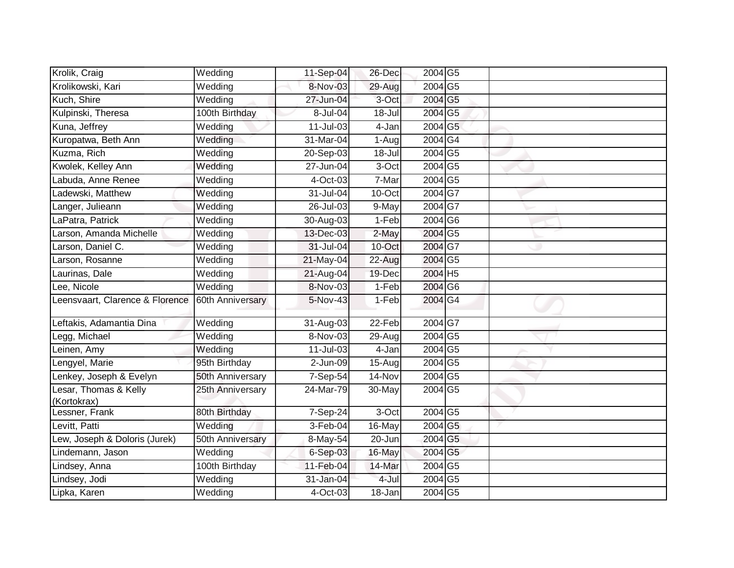| | | | | | | |
|---|---|---|---|---|---|---|
| Krolik, Craig | Wedding | 11-Sep-04 | 26-Dec | 2004 | G5 | |
| Krolikowski, Kari | Wedding | 8-Nov-03 | 29-Aug | 2004 | G5 | |
| Kuch, Shire | Wedding | 27-Jun-04 | 3-Oct | 2004 | G5 | |
| Kulpinski, Theresa | 100th Birthday | 8-Jul-04 | 18-Jul | 2004 | G5 | |
| Kuna, Jeffrey | Wedding | 11-Jul-03 | 4-Jan | 2004 | G5 | |
| Kuropatwa, Beth Ann | Wedding | 31-Mar-04 | 1-Aug | 2004 | G4 | |
| Kuzma, Rich | Wedding | 20-Sep-03 | 18-Jul | 2004 | G5 | |
| Kwolek, Kelley Ann | Wedding | 27-Jun-04 | 3-Oct | 2004 | G5 | |
| Labuda, Anne Renee | Wedding | 4-Oct-03 | 7-Mar | 2004 | G5 | |
| Ladewski, Matthew | Wedding | 31-Jul-04 | 10-Oct | 2004 | G7 | |
| Langer, Julieann | Wedding | 26-Jul-03 | 9-May | 2004 | G7 | |
| LaPatra, Patrick | Wedding | 30-Aug-03 | 1-Feb | 2004 | G6 | |
| Larson, Amanda Michelle | Wedding | 13-Dec-03 | 2-May | 2004 | G5 | |
| Larson, Daniel C. | Wedding | 31-Jul-04 | 10-Oct | 2004 | G7 | |
| Larson, Rosanne | Wedding | 21-May-04 | 22-Aug | 2004 | G5 | |
| Laurinas, Dale | Wedding | 21-Aug-04 | 19-Dec | 2004 | H5 | |
| Lee, Nicole | Wedding | 8-Nov-03 | 1-Feb | 2004 | G6 | |
| Leensvaart, Clarence & Florence | 60th Anniversary | 5-Nov-43 | 1-Feb | 2004 | G4 | |
| Leftakis, Adamantia Dina | Wedding | 31-Aug-03 | 22-Feb | 2004 | G7 | |
| Legg, Michael | Wedding | 8-Nov-03 | 29-Aug | 2004 | G5 | |
| Leinen, Amy | Wedding | 11-Jul-03 | 4-Jan | 2004 | G5 | |
| Lengyel, Marie | 95th Birthday | 2-Jun-09 | 15-Aug | 2004 | G5 | |
| Lenkey, Joseph & Evelyn | 50th Anniversary | 7-Sep-54 | 14-Nov | 2004 | G5 | |
| Lesar, Thomas & Kelly (Kortokrax) | 25th Anniversary | 24-Mar-79 | 30-May | 2004 | G5 | |
| Lessner, Frank | 80th Birthday | 7-Sep-24 | 3-Oct | 2004 | G5 | |
| Levitt, Patti | Wedding | 3-Feb-04 | 16-May | 2004 | G5 | |
| Lew, Joseph & Doloris (Jurek) | 50th Anniversary | 8-May-54 | 20-Jun | 2004 | G5 | |
| Lindemann, Jason | Wedding | 6-Sep-03 | 16-May | 2004 | G5 | |
| Lindsey, Anna | 100th Birthday | 11-Feb-04 | 14-Mar | 2004 | G5 | |
| Lindsey, Jodi | Wedding | 31-Jan-04 | 4-Jul | 2004 | G5 | |
| Lipka, Karen | Wedding | 4-Oct-03 | 18-Jan | 2004 | G5 | |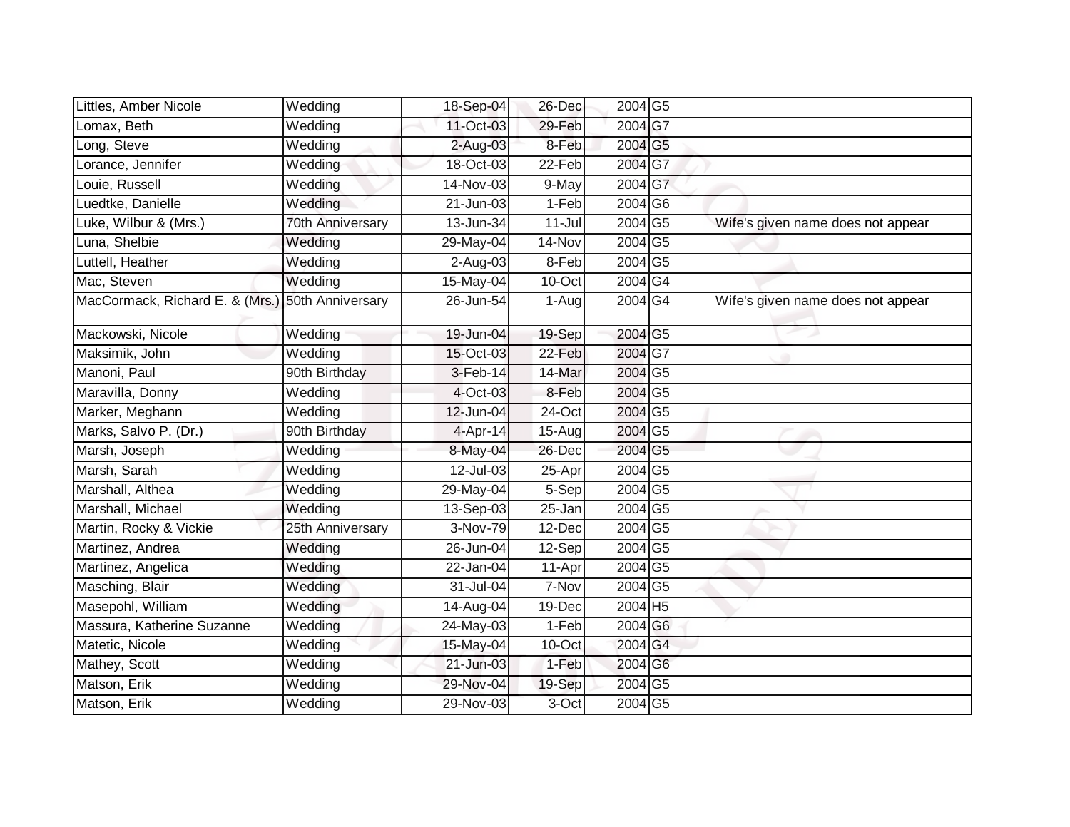| Littles, Amber Nicole | Wedding | 18-Sep-04 | 26-Dec | 2004 | G5 | |
|---|---|---|---|---|---|---|
| Lomax, Beth | Wedding | 11-Oct-03 | 29-Feb | 2004 | G7 | |
| Long, Steve | Wedding | 2-Aug-03 | 8-Feb | 2004 | G5 | |
| Lorance, Jennifer | Wedding | 18-Oct-03 | 22-Feb | 2004 | G7 | |
| Louie, Russell | Wedding | 14-Nov-03 | 9-May | 2004 | G7 | |
| Luedtke, Danielle | Wedding | 21-Jun-03 | 1-Feb | 2004 | G6 | |
| Luke, Wilbur & (Mrs.) | 70th Anniversary | 13-Jun-34 | 11-Jul | 2004 | G5 | Wife's given name does not appear |
| Luna, Shelbie | Wedding | 29-May-04 | 14-Nov | 2004 | G5 | |
| Luttell, Heather | Wedding | 2-Aug-03 | 8-Feb | 2004 | G5 | |
| Mac, Steven | Wedding | 15-May-04 | 10-Oct | 2004 | G4 | |
| MacCormack, Richard E. & (Mrs.) | 50th Anniversary | 26-Jun-54 | 1-Aug | 2004 | G4 | Wife's given name does not appear |
| Mackowski, Nicole | Wedding | 19-Jun-04 | 19-Sep | 2004 | G5 | |
| Maksimik, John | Wedding | 15-Oct-03 | 22-Feb | 2004 | G7 | |
| Manoni, Paul | 90th Birthday | 3-Feb-14 | 14-Mar | 2004 | G5 | |
| Maravilla, Donny | Wedding | 4-Oct-03 | 8-Feb | 2004 | G5 | |
| Marker, Meghann | Wedding | 12-Jun-04 | 24-Oct | 2004 | G5 | |
| Marks, Salvo P. (Dr.) | 90th Birthday | 4-Apr-14 | 15-Aug | 2004 | G5 | |
| Marsh, Joseph | Wedding | 8-May-04 | 26-Dec | 2004 | G5 | |
| Marsh, Sarah | Wedding | 12-Jul-03 | 25-Apr | 2004 | G5 | |
| Marshall, Althea | Wedding | 29-May-04 | 5-Sep | 2004 | G5 | |
| Marshall, Michael | Wedding | 13-Sep-03 | 25-Jan | 2004 | G5 | |
| Martin, Rocky & Vickie | 25th Anniversary | 3-Nov-79 | 12-Dec | 2004 | G5 | |
| Martinez, Andrea | Wedding | 26-Jun-04 | 12-Sep | 2004 | G5 | |
| Martinez, Angelica | Wedding | 22-Jan-04 | 11-Apr | 2004 | G5 | |
| Masching, Blair | Wedding | 31-Jul-04 | 7-Nov | 2004 | G5 | |
| Masepohl, William | Wedding | 14-Aug-04 | 19-Dec | 2004 | H5 | |
| Massura, Katherine Suzanne | Wedding | 24-May-03 | 1-Feb | 2004 | G6 | |
| Matetic, Nicole | Wedding | 15-May-04 | 10-Oct | 2004 | G4 | |
| Mathey, Scott | Wedding | 21-Jun-03 | 1-Feb | 2004 | G6 | |
| Matson, Erik | Wedding | 29-Nov-04 | 19-Sep | 2004 | G5 | |
| Matson, Erik | Wedding | 29-Nov-03 | 3-Oct | 2004 | G5 | |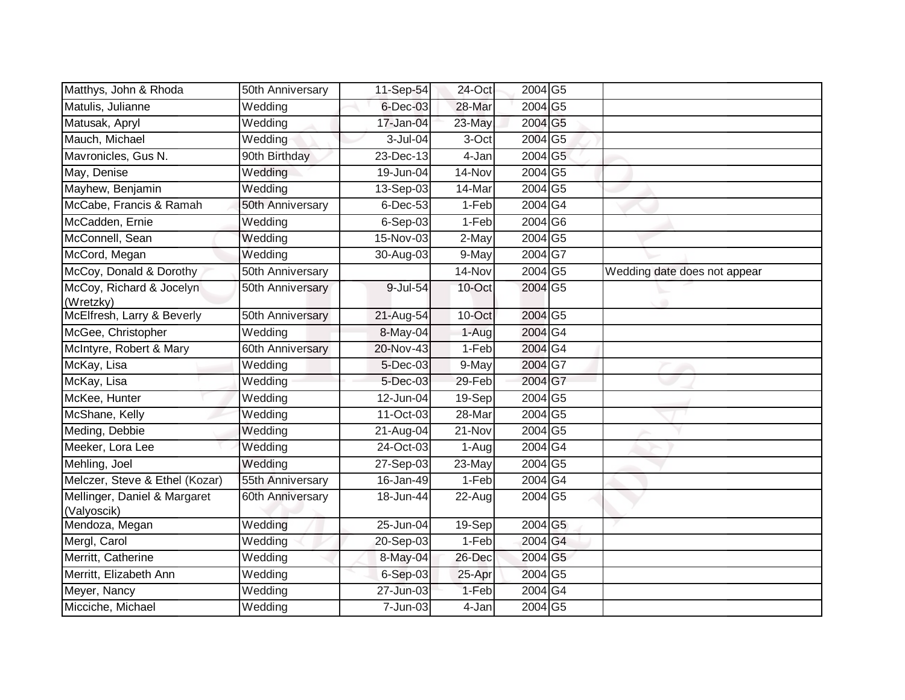| | | | | | | |
|---|---|---|---|---|---|---|
| Matthys, John & Rhoda | 50th Anniversary | 11-Sep-54 | 24-Oct | 2004 | G5 | |
| Matulis, Julianne | Wedding | 6-Dec-03 | 28-Mar | 2004 | G5 | |
| Matusak, Apryl | Wedding | 17-Jan-04 | 23-May | 2004 | G5 | |
| Mauch, Michael | Wedding | 3-Jul-04 | 3-Oct | 2004 | G5 | |
| Mavronicles, Gus N. | 90th Birthday | 23-Dec-13 | 4-Jan | 2004 | G5 | |
| May, Denise | Wedding | 19-Jun-04 | 14-Nov | 2004 | G5 | |
| Mayhew, Benjamin | Wedding | 13-Sep-03 | 14-Mar | 2004 | G5 | |
| McCabe, Francis & Ramah | 50th Anniversary | 6-Dec-53 | 1-Feb | 2004 | G4 | |
| McCadden, Ernie | Wedding | 6-Sep-03 | 1-Feb | 2004 | G6 | |
| McConnell, Sean | Wedding | 15-Nov-03 | 2-May | 2004 | G5 | |
| McCord, Megan | Wedding | 30-Aug-03 | 9-May | 2004 | G7 | |
| McCoy, Donald & Dorothy | 50th Anniversary | | 14-Nov | 2004 | G5 | Wedding date does not appear |
| McCoy, Richard & Jocelyn (Wretzky) | 50th Anniversary | 9-Jul-54 | 10-Oct | 2004 | G5 | |
| McElfresh, Larry & Beverly | 50th Anniversary | 21-Aug-54 | 10-Oct | 2004 | G5 | |
| McGee, Christopher | Wedding | 8-May-04 | 1-Aug | 2004 | G4 | |
| McIntyre, Robert & Mary | 60th Anniversary | 20-Nov-43 | 1-Feb | 2004 | G4 | |
| McKay, Lisa | Wedding | 5-Dec-03 | 9-May | 2004 | G7 | |
| McKay, Lisa | Wedding | 5-Dec-03 | 29-Feb | 2004 | G7 | |
| McKee, Hunter | Wedding | 12-Jun-04 | 19-Sep | 2004 | G5 | |
| McShane, Kelly | Wedding | 11-Oct-03 | 28-Mar | 2004 | G5 | |
| Meding, Debbie | Wedding | 21-Aug-04 | 21-Nov | 2004 | G5 | |
| Meeker, Lora Lee | Wedding | 24-Oct-03 | 1-Aug | 2004 | G4 | |
| Mehling, Joel | Wedding | 27-Sep-03 | 23-May | 2004 | G5 | |
| Melczer, Steve & Ethel (Kozar) | 55th Anniversary | 16-Jan-49 | 1-Feb | 2004 | G4 | |
| Mellinger, Daniel & Margaret (Valyoscik) | 60th Anniversary | 18-Jun-44 | 22-Aug | 2004 | G5 | |
| Mendoza, Megan | Wedding | 25-Jun-04 | 19-Sep | 2004 | G5 | |
| Mergl, Carol | Wedding | 20-Sep-03 | 1-Feb | 2004 | G4 | |
| Merritt, Catherine | Wedding | 8-May-04 | 26-Dec | 2004 | G5 | |
| Merritt, Elizabeth Ann | Wedding | 6-Sep-03 | 25-Apr | 2004 | G5 | |
| Meyer, Nancy | Wedding | 27-Jun-03 | 1-Feb | 2004 | G4 | |
| Micciche, Michael | Wedding | 7-Jun-03 | 4-Jan | 2004 | G5 | |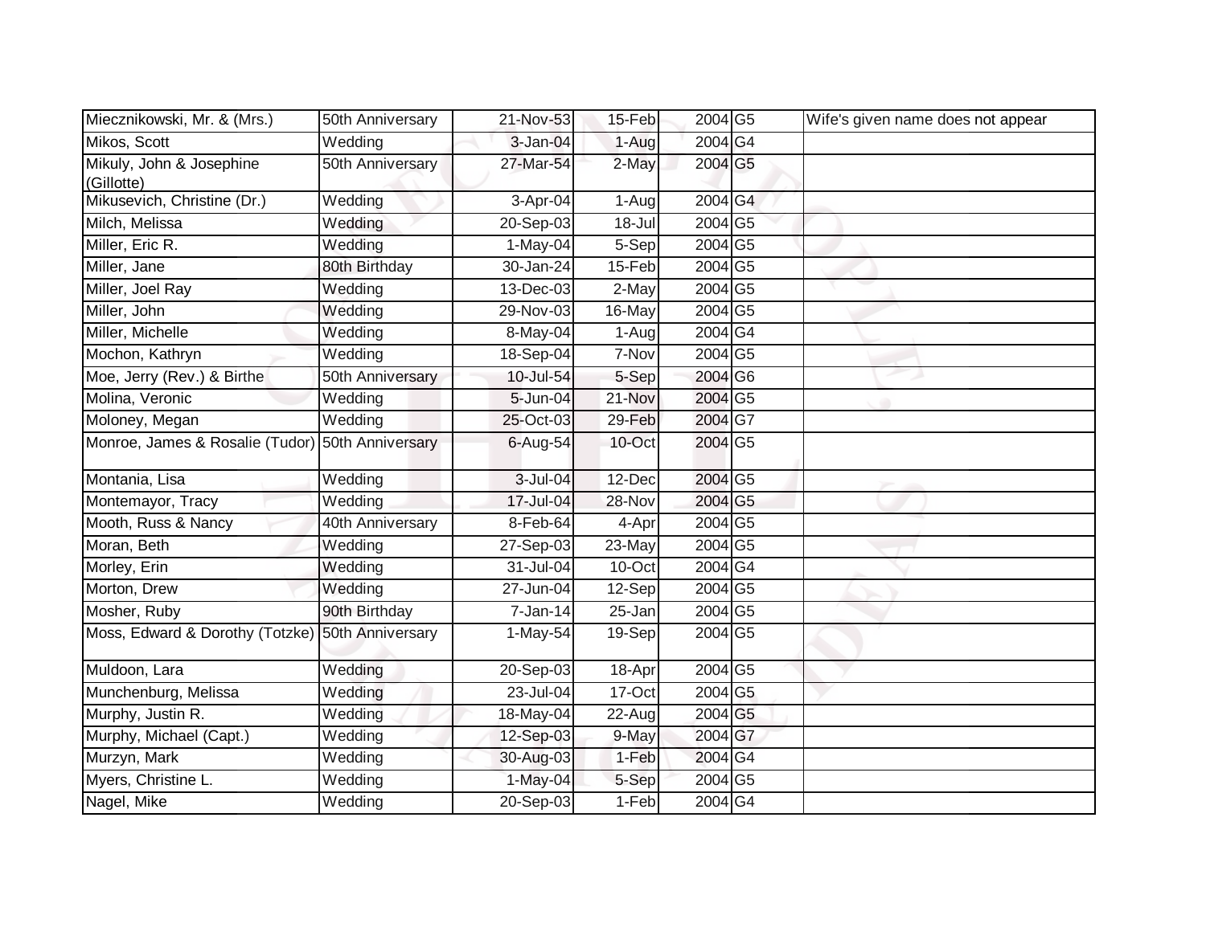| | | | | | | |
|---|---|---|---|---|---|---|
| Miecznikowski, Mr. & (Mrs.) | 50th Anniversary | 21-Nov-53 | 15-Feb | 2004 | G5 | Wife's given name does not appear |
| Mikos, Scott | Wedding | 3-Jan-04 | 1-Aug | 2004 | G4 | |
| Mikuly, John & Josephine (Gillotte) | 50th Anniversary | 27-Mar-54 | 2-May | 2004 | G5 | |
| Mikusevich, Christine (Dr.) | Wedding | 3-Apr-04 | 1-Aug | 2004 | G4 | |
| Milch, Melissa | Wedding | 20-Sep-03 | 18-Jul | 2004 | G5 | |
| Miller, Eric R. | Wedding | 1-May-04 | 5-Sep | 2004 | G5 | |
| Miller, Jane | 80th Birthday | 30-Jan-24 | 15-Feb | 2004 | G5 | |
| Miller, Joel Ray | Wedding | 13-Dec-03 | 2-May | 2004 | G5 | |
| Miller, John | Wedding | 29-Nov-03 | 16-May | 2004 | G5 | |
| Miller, Michelle | Wedding | 8-May-04 | 1-Aug | 2004 | G4 | |
| Mochon, Kathryn | Wedding | 18-Sep-04 | 7-Nov | 2004 | G5 | |
| Moe, Jerry (Rev.) & Birthe | 50th Anniversary | 10-Jul-54 | 5-Sep | 2004 | G6 | |
| Molina, Veronic | Wedding | 5-Jun-04 | 21-Nov | 2004 | G5 | |
| Moloney, Megan | Wedding | 25-Oct-03 | 29-Feb | 2004 | G7 | |
| Monroe, James & Rosalie (Tudor) | 50th Anniversary | 6-Aug-54 | 10-Oct | 2004 | G5 | |
| Montania, Lisa | Wedding | 3-Jul-04 | 12-Dec | 2004 | G5 | |
| Montemayor, Tracy | Wedding | 17-Jul-04 | 28-Nov | 2004 | G5 | |
| Mooth, Russ & Nancy | 40th Anniversary | 8-Feb-64 | 4-Apr | 2004 | G5 | |
| Moran, Beth | Wedding | 27-Sep-03 | 23-May | 2004 | G5 | |
| Morley, Erin | Wedding | 31-Jul-04 | 10-Oct | 2004 | G4 | |
| Morton, Drew | Wedding | 27-Jun-04 | 12-Sep | 2004 | G5 | |
| Mosher, Ruby | 90th Birthday | 7-Jan-14 | 25-Jan | 2004 | G5 | |
| Moss, Edward & Dorothy (Totzke) | 50th Anniversary | 1-May-54 | 19-Sep | 2004 | G5 | |
| Muldoon, Lara | Wedding | 20-Sep-03 | 18-Apr | 2004 | G5 | |
| Munchenburg, Melissa | Wedding | 23-Jul-04 | 17-Oct | 2004 | G5 | |
| Murphy, Justin R. | Wedding | 18-May-04 | 22-Aug | 2004 | G5 | |
| Murphy, Michael (Capt.) | Wedding | 12-Sep-03 | 9-May | 2004 | G7 | |
| Murzyn, Mark | Wedding | 30-Aug-03 | 1-Feb | 2004 | G4 | |
| Myers, Christine L. | Wedding | 1-May-04 | 5-Sep | 2004 | G5 | |
| Nagel, Mike | Wedding | 20-Sep-03 | 1-Feb | 2004 | G4 | |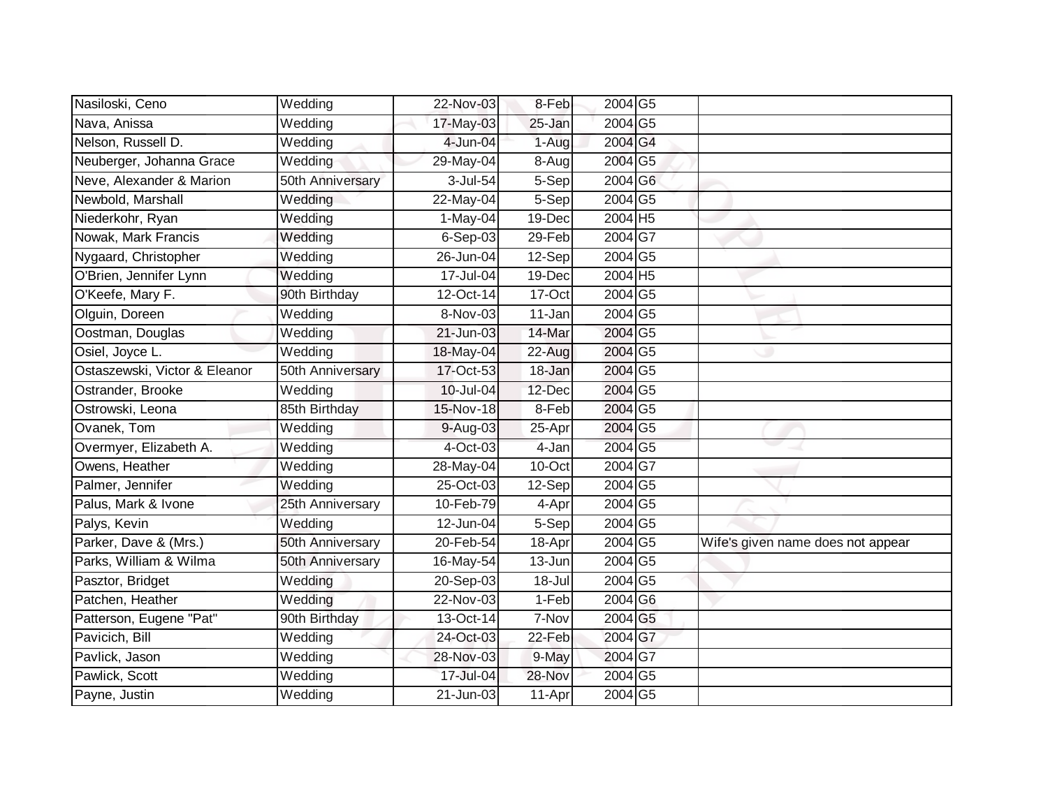| Nasiloski, Ceno | Wedding | 22-Nov-03 | 8-Feb | 2004 | G5 | |
|---|---|---|---|---|---|---|
| Nava, Anissa | Wedding | 17-May-03 | 25-Jan | 2004 | G5 | |
| Nelson, Russell D. | Wedding | 4-Jun-04 | 1-Aug | 2004 | G4 | |
| Neuberger, Johanna Grace | Wedding | 29-May-04 | 8-Aug | 2004 | G5 | |
| Neve, Alexander & Marion | 50th Anniversary | 3-Jul-54 | 5-Sep | 2004 | G6 | |
| Newbold, Marshall | Wedding | 22-May-04 | 5-Sep | 2004 | G5 | |
| Niederkohr, Ryan | Wedding | 1-May-04 | 19-Dec | 2004 | H5 | |
| Nowak, Mark Francis | Wedding | 6-Sep-03 | 29-Feb | 2004 | G7 | |
| Nygaard, Christopher | Wedding | 26-Jun-04 | 12-Sep | 2004 | G5 | |
| O'Brien, Jennifer Lynn | Wedding | 17-Jul-04 | 19-Dec | 2004 | H5 | |
| O'Keefe, Mary F. | 90th Birthday | 12-Oct-14 | 17-Oct | 2004 | G5 | |
| Olguin, Doreen | Wedding | 8-Nov-03 | 11-Jan | 2004 | G5 | |
| Oostman, Douglas | Wedding | 21-Jun-03 | 14-Mar | 2004 | G5 | |
| Osiel, Joyce L. | Wedding | 18-May-04 | 22-Aug | 2004 | G5 | |
| Ostaszewski, Victor & Eleanor | 50th Anniversary | 17-Oct-53 | 18-Jan | 2004 | G5 | |
| Ostrander, Brooke | Wedding | 10-Jul-04 | 12-Dec | 2004 | G5 | |
| Ostrowski, Leona | 85th Birthday | 15-Nov-18 | 8-Feb | 2004 | G5 | |
| Ovanek, Tom | Wedding | 9-Aug-03 | 25-Apr | 2004 | G5 | |
| Overmyer, Elizabeth A. | Wedding | 4-Oct-03 | 4-Jan | 2004 | G5 | |
| Owens, Heather | Wedding | 28-May-04 | 10-Oct | 2004 | G7 | |
| Palmer, Jennifer | Wedding | 25-Oct-03 | 12-Sep | 2004 | G5 | |
| Palus, Mark & Ivone | 25th Anniversary | 10-Feb-79 | 4-Apr | 2004 | G5 | |
| Palys, Kevin | Wedding | 12-Jun-04 | 5-Sep | 2004 | G5 | |
| Parker, Dave & (Mrs.) | 50th Anniversary | 20-Feb-54 | 18-Apr | 2004 | G5 | Wife's given name does not appear |
| Parks, William & Wilma | 50th Anniversary | 16-May-54 | 13-Jun | 2004 | G5 | |
| Pasztor, Bridget | Wedding | 20-Sep-03 | 18-Jul | 2004 | G5 | |
| Patchen, Heather | Wedding | 22-Nov-03 | 1-Feb | 2004 | G6 | |
| Patterson, Eugene "Pat" | 90th Birthday | 13-Oct-14 | 7-Nov | 2004 | G5 | |
| Pavicich, Bill | Wedding | 24-Oct-03 | 22-Feb | 2004 | G7 | |
| Pavlick, Jason | Wedding | 28-Nov-03 | 9-May | 2004 | G7 | |
| Pawlick, Scott | Wedding | 17-Jul-04 | 28-Nov | 2004 | G5 | |
| Payne, Justin | Wedding | 21-Jun-03 | 11-Apr | 2004 | G5 | |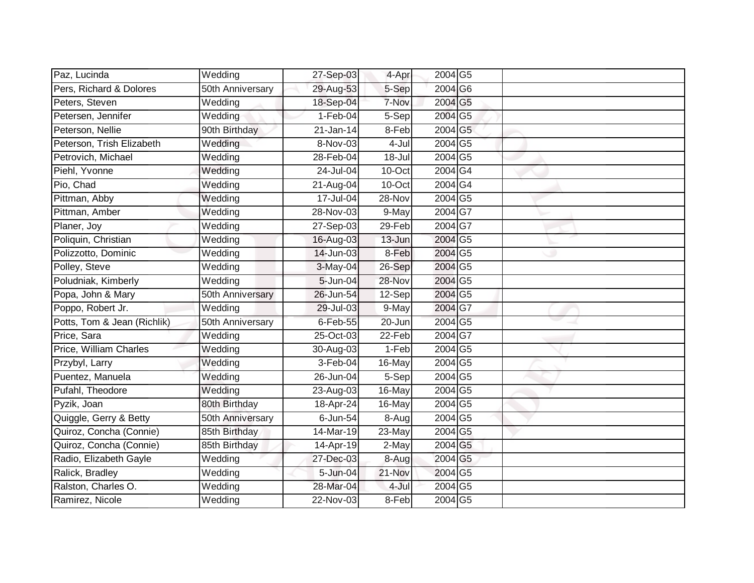| | | | | | | |
|---|---|---|---|---|---|---|
| Paz, Lucinda | Wedding | 27-Sep-03 | 4-Apr | 2004 | G5 | |
| Pers, Richard & Dolores | 50th Anniversary | 29-Aug-53 | 5-Sep | 2004 | G6 | |
| Peters, Steven | Wedding | 18-Sep-04 | 7-Nov | 2004 | G5 | |
| Petersen, Jennifer | Wedding | 1-Feb-04 | 5-Sep | 2004 | G5 | |
| Peterson, Nellie | 90th Birthday | 21-Jan-14 | 8-Feb | 2004 | G5 | |
| Peterson, Trish Elizabeth | Wedding | 8-Nov-03 | 4-Jul | 2004 | G5 | |
| Petrovich, Michael | Wedding | 28-Feb-04 | 18-Jul | 2004 | G5 | |
| Piehl, Yvonne | Wedding | 24-Jul-04 | 10-Oct | 2004 | G4 | |
| Pio, Chad | Wedding | 21-Aug-04 | 10-Oct | 2004 | G4 | |
| Pittman, Abby | Wedding | 17-Jul-04 | 28-Nov | 2004 | G5 | |
| Pittman, Amber | Wedding | 28-Nov-03 | 9-May | 2004 | G7 | |
| Planer, Joy | Wedding | 27-Sep-03 | 29-Feb | 2004 | G7 | |
| Poliquin, Christian | Wedding | 16-Aug-03 | 13-Jun | 2004 | G5 | |
| Polizzotto, Dominic | Wedding | 14-Jun-03 | 8-Feb | 2004 | G5 | |
| Polley, Steve | Wedding | 3-May-04 | 26-Sep | 2004 | G5 | |
| Poludniak, Kimberly | Wedding | 5-Jun-04 | 28-Nov | 2004 | G5 | |
| Popa, John & Mary | 50th Anniversary | 26-Jun-54 | 12-Sep | 2004 | G5 | |
| Poppo, Robert Jr. | Wedding | 29-Jul-03 | 9-May | 2004 | G7 | |
| Potts, Tom & Jean (Richlik) | 50th Anniversary | 6-Feb-55 | 20-Jun | 2004 | G5 | |
| Price, Sara | Wedding | 25-Oct-03 | 22-Feb | 2004 | G7 | |
| Price, William Charles | Wedding | 30-Aug-03 | 1-Feb | 2004 | G5 | |
| Przybyl, Larry | Wedding | 3-Feb-04 | 16-May | 2004 | G5 | |
| Puentez, Manuela | Wedding | 26-Jun-04 | 5-Sep | 2004 | G5 | |
| Pufahl, Theodore | Wedding | 23-Aug-03 | 16-May | 2004 | G5 | |
| Pyzik, Joan | 80th Birthday | 18-Apr-24 | 16-May | 2004 | G5 | |
| Quiggle, Gerry & Betty | 50th Anniversary | 6-Jun-54 | 8-Aug | 2004 | G5 | |
| Quiroz, Concha (Connie) | 85th Birthday | 14-Mar-19 | 23-May | 2004 | G5 | |
| Quiroz, Concha (Connie) | 85th Birthday | 14-Apr-19 | 2-May | 2004 | G5 | |
| Radio, Elizabeth Gayle | Wedding | 27-Dec-03 | 8-Aug | 2004 | G5 | |
| Ralick, Bradley | Wedding | 5-Jun-04 | 21-Nov | 2004 | G5 | |
| Ralston, Charles O. | Wedding | 28-Mar-04 | 4-Jul | 2004 | G5 | |
| Ramirez, Nicole | Wedding | 22-Nov-03 | 8-Feb | 2004 | G5 | |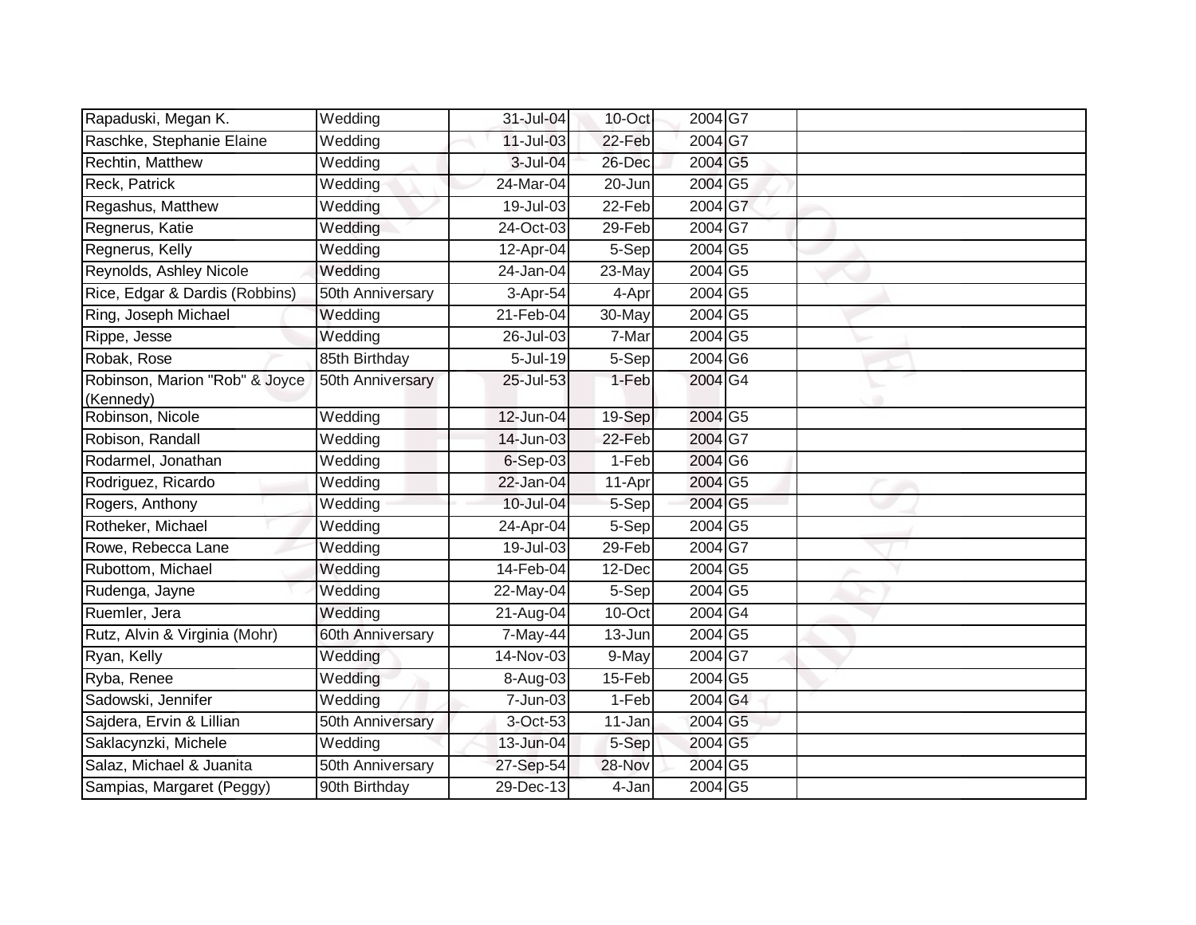| | | | | | | |
|---|---|---|---|---|---|---|
| Rapaduski, Megan K. | Wedding | 31-Jul-04 | 10-Oct | 2004 | G7 | |
| Raschke, Stephanie Elaine | Wedding | 11-Jul-03 | 22-Feb | 2004 | G7 | |
| Rechtin, Matthew | Wedding | 3-Jul-04 | 26-Dec | 2004 | G5 | |
| Reck, Patrick | Wedding | 24-Mar-04 | 20-Jun | 2004 | G5 | |
| Regashus, Matthew | Wedding | 19-Jul-03 | 22-Feb | 2004 | G7 | |
| Regnerus, Katie | Wedding | 24-Oct-03 | 29-Feb | 2004 | G7 | |
| Regnerus, Kelly | Wedding | 12-Apr-04 | 5-Sep | 2004 | G5 | |
| Reynolds, Ashley Nicole | Wedding | 24-Jan-04 | 23-May | 2004 | G5 | |
| Rice, Edgar & Dardis (Robbins) | 50th Anniversary | 3-Apr-54 | 4-Apr | 2004 | G5 | |
| Ring, Joseph Michael | Wedding | 21-Feb-04 | 30-May | 2004 | G5 | |
| Rippe, Jesse | Wedding | 26-Jul-03 | 7-Mar | 2004 | G5 | |
| Robak, Rose | 85th Birthday | 5-Jul-19 | 5-Sep | 2004 | G6 | |
| Robinson, Marion "Rob" & Joyce (Kennedy) | 50th Anniversary | 25-Jul-53 | 1-Feb | 2004 | G4 | |
| Robinson, Nicole | Wedding | 12-Jun-04 | 19-Sep | 2004 | G5 | |
| Robison, Randall | Wedding | 14-Jun-03 | 22-Feb | 2004 | G7 | |
| Rodarmel, Jonathan | Wedding | 6-Sep-03 | 1-Feb | 2004 | G6 | |
| Rodriguez, Ricardo | Wedding | 22-Jan-04 | 11-Apr | 2004 | G5 | |
| Rogers, Anthony | Wedding | 10-Jul-04 | 5-Sep | 2004 | G5 | |
| Rotheker, Michael | Wedding | 24-Apr-04 | 5-Sep | 2004 | G5 | |
| Rowe, Rebecca Lane | Wedding | 19-Jul-03 | 29-Feb | 2004 | G7 | |
| Rubottom, Michael | Wedding | 14-Feb-04 | 12-Dec | 2004 | G5 | |
| Rudenga, Jayne | Wedding | 22-May-04 | 5-Sep | 2004 | G5 | |
| Ruemler, Jera | Wedding | 21-Aug-04 | 10-Oct | 2004 | G4 | |
| Rutz, Alvin & Virginia (Mohr) | 60th Anniversary | 7-May-44 | 13-Jun | 2004 | G5 | |
| Ryan, Kelly | Wedding | 14-Nov-03 | 9-May | 2004 | G7 | |
| Ryba, Renee | Wedding | 8-Aug-03 | 15-Feb | 2004 | G5 | |
| Sadowski, Jennifer | Wedding | 7-Jun-03 | 1-Feb | 2004 | G4 | |
| Sajdera, Ervin & Lillian | 50th Anniversary | 3-Oct-53 | 11-Jan | 2004 | G5 | |
| Saklacynzki, Michele | Wedding | 13-Jun-04 | 5-Sep | 2004 | G5 | |
| Salaz, Michael & Juanita | 50th Anniversary | 27-Sep-54 | 28-Nov | 2004 | G5 | |
| Sampias, Margaret (Peggy) | 90th Birthday | 29-Dec-13 | 4-Jan | 2004 | G5 | |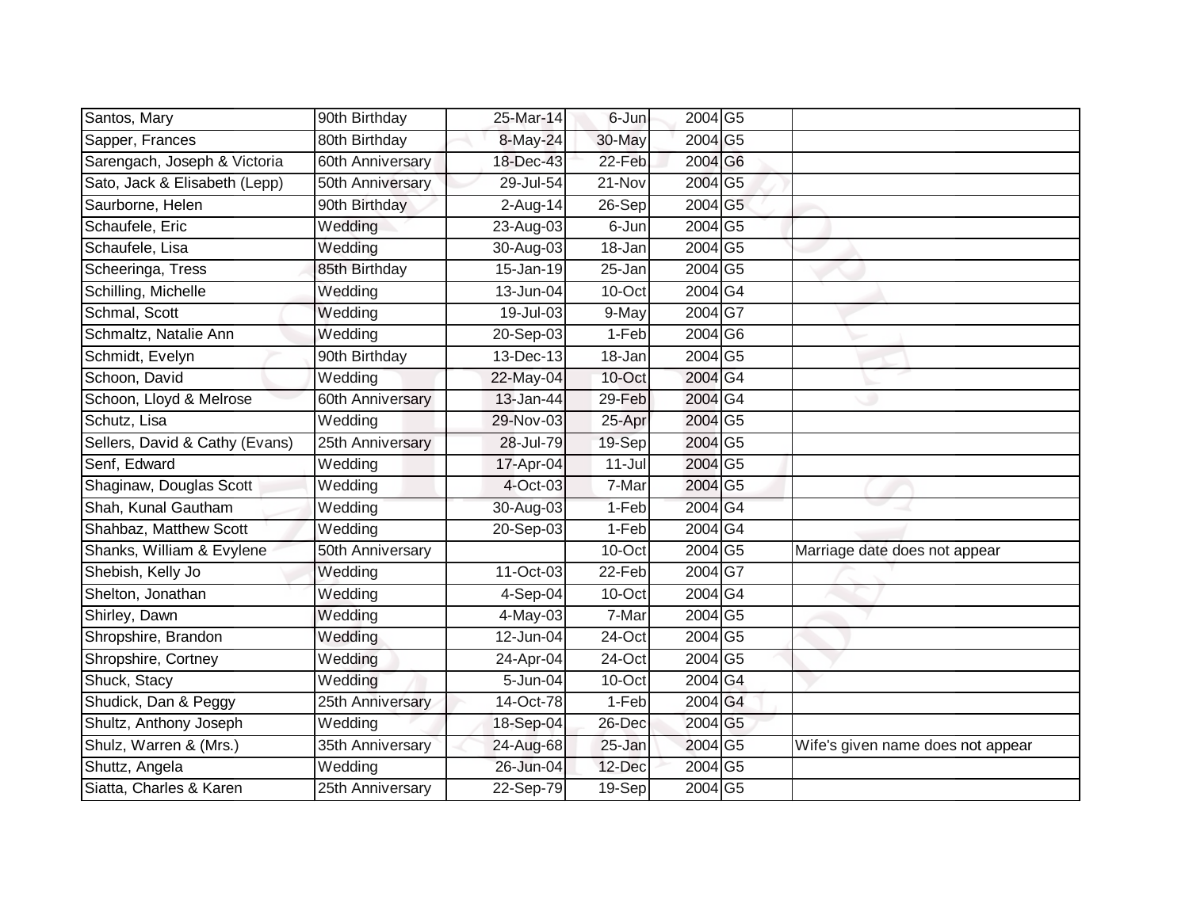| Santos, Mary | 90th Birthday | 25-Mar-14 | 6-Jun | 2004 | G5 | |
|---|---|---|---|---|---|---|
| Sapper, Frances | 80th Birthday | 8-May-24 | 30-May | 2004 | G5 | |
| Sarengach, Joseph & Victoria | 60th Anniversary | 18-Dec-43 | 22-Feb | 2004 | G6 | |
| Sato, Jack & Elisabeth (Lepp) | 50th Anniversary | 29-Jul-54 | 21-Nov | 2004 | G5 | |
| Saurborne, Helen | 90th Birthday | 2-Aug-14 | 26-Sep | 2004 | G5 | |
| Schaufele, Eric | Wedding | 23-Aug-03 | 6-Jun | 2004 | G5 | |
| Schaufele, Lisa | Wedding | 30-Aug-03 | 18-Jan | 2004 | G5 | |
| Scheeringa, Tress | 85th Birthday | 15-Jan-19 | 25-Jan | 2004 | G5 | |
| Schilling, Michelle | Wedding | 13-Jun-04 | 10-Oct | 2004 | G4 | |
| Schmal, Scott | Wedding | 19-Jul-03 | 9-May | 2004 | G7 | |
| Schmaltz, Natalie Ann | Wedding | 20-Sep-03 | 1-Feb | 2004 | G6 | |
| Schmidt, Evelyn | 90th Birthday | 13-Dec-13 | 18-Jan | 2004 | G5 | |
| Schoon, David | Wedding | 22-May-04 | 10-Oct | 2004 | G4 | |
| Schoon, Lloyd & Melrose | 60th Anniversary | 13-Jan-44 | 29-Feb | 2004 | G4 | |
| Schutz, Lisa | Wedding | 29-Nov-03 | 25-Apr | 2004 | G5 | |
| Sellers, David & Cathy (Evans) | 25th Anniversary | 28-Jul-79 | 19-Sep | 2004 | G5 | |
| Senf, Edward | Wedding | 17-Apr-04 | 11-Jul | 2004 | G5 | |
| Shaginaw, Douglas Scott | Wedding | 4-Oct-03 | 7-Mar | 2004 | G5 | |
| Shah, Kunal Gautham | Wedding | 30-Aug-03 | 1-Feb | 2004 | G4 | |
| Shahbaz, Matthew Scott | Wedding | 20-Sep-03 | 1-Feb | 2004 | G4 | |
| Shanks, William & Evylene | 50th Anniversary | | 10-Oct | 2004 | G5 | Marriage date does not appear |
| Shebish, Kelly Jo | Wedding | 11-Oct-03 | 22-Feb | 2004 | G7 | |
| Shelton, Jonathan | Wedding | 4-Sep-04 | 10-Oct | 2004 | G4 | |
| Shirley, Dawn | Wedding | 4-May-03 | 7-Mar | 2004 | G5 | |
| Shropshire, Brandon | Wedding | 12-Jun-04 | 24-Oct | 2004 | G5 | |
| Shropshire, Cortney | Wedding | 24-Apr-04 | 24-Oct | 2004 | G5 | |
| Shuck, Stacy | Wedding | 5-Jun-04 | 10-Oct | 2004 | G4 | |
| Shudick, Dan & Peggy | 25th Anniversary | 14-Oct-78 | 1-Feb | 2004 | G4 | |
| Shultz, Anthony Joseph | Wedding | 18-Sep-04 | 26-Dec | 2004 | G5 | |
| Shulz, Warren & (Mrs.) | 35th Anniversary | 24-Aug-68 | 25-Jan | 2004 | G5 | Wife's given name does not appear |
| Shuttz, Angela | Wedding | 26-Jun-04 | 12-Dec | 2004 | G5 | |
| Siatta, Charles & Karen | 25th Anniversary | 22-Sep-79 | 19-Sep | 2004 | G5 | |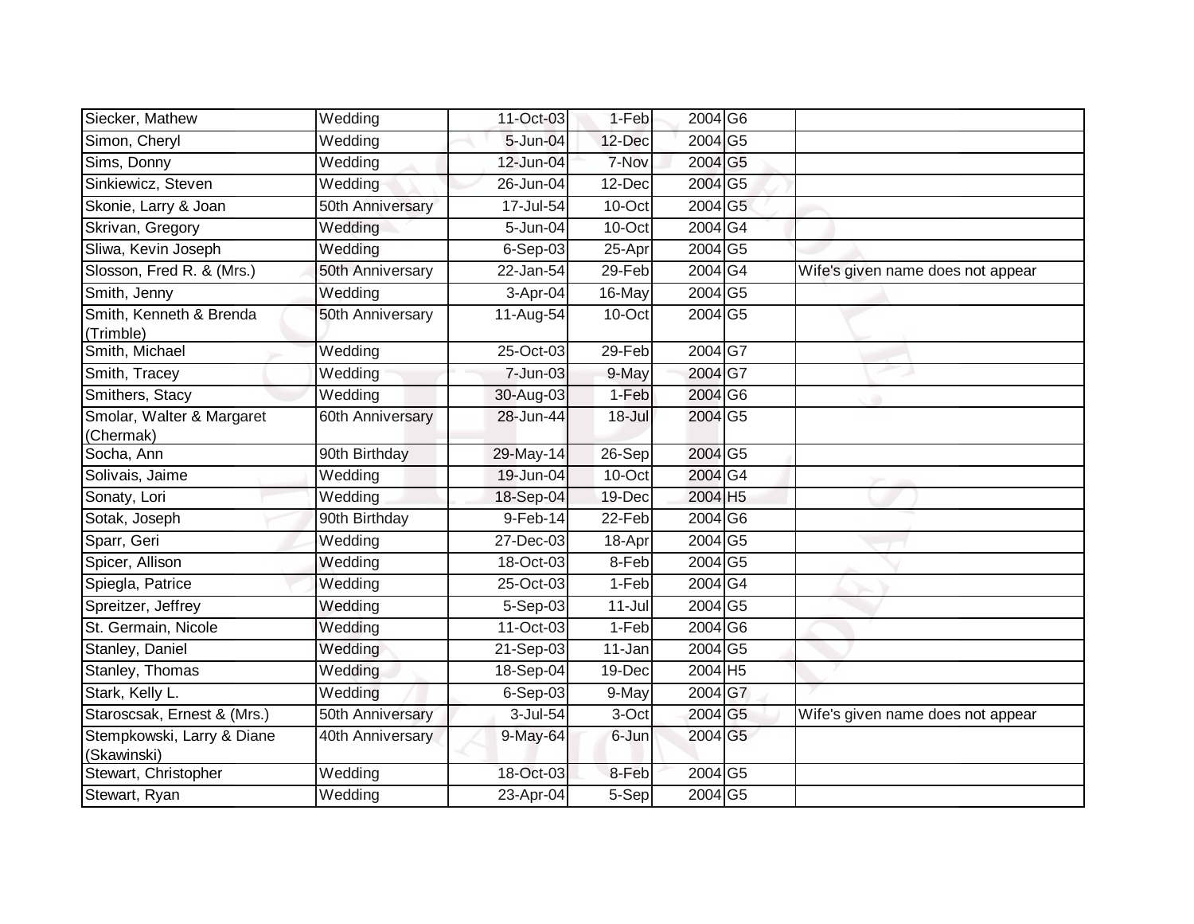| | | | | | | |
|---|---|---|---|---|---|---|
| Siecker, Mathew | Wedding | 11-Oct-03 | 1-Feb | 2004 | G6 | |
| Simon, Cheryl | Wedding | 5-Jun-04 | 12-Dec | 2004 | G5 | |
| Sims, Donny | Wedding | 12-Jun-04 | 7-Nov | 2004 | G5 | |
| Sinkiewicz, Steven | Wedding | 26-Jun-04 | 12-Dec | 2004 | G5 | |
| Skonie, Larry & Joan | 50th Anniversary | 17-Jul-54 | 10-Oct | 2004 | G5 | |
| Skrivan, Gregory | Wedding | 5-Jun-04 | 10-Oct | 2004 | G4 | |
| Sliwa, Kevin Joseph | Wedding | 6-Sep-03 | 25-Apr | 2004 | G5 | |
| Slosson, Fred R. & (Mrs.) | 50th Anniversary | 22-Jan-54 | 29-Feb | 2004 | G4 | Wife's given name does not appear |
| Smith, Jenny | Wedding | 3-Apr-04 | 16-May | 2004 | G5 | |
| Smith, Kenneth & Brenda (Trimble) | 50th Anniversary | 11-Aug-54 | 10-Oct | 2004 | G5 | |
| Smith, Michael | Wedding | 25-Oct-03 | 29-Feb | 2004 | G7 | |
| Smith, Tracey | Wedding | 7-Jun-03 | 9-May | 2004 | G7 | |
| Smithers, Stacy | Wedding | 30-Aug-03 | 1-Feb | 2004 | G6 | |
| Smolar, Walter & Margaret (Chermak) | 60th Anniversary | 28-Jun-44 | 18-Jul | 2004 | G5 | |
| Socha, Ann | 90th Birthday | 29-May-14 | 26-Sep | 2004 | G5 | |
| Solivais, Jaime | Wedding | 19-Jun-04 | 10-Oct | 2004 | G4 | |
| Sonaty, Lori | Wedding | 18-Sep-04 | 19-Dec | 2004 | H5 | |
| Sotak, Joseph | 90th Birthday | 9-Feb-14 | 22-Feb | 2004 | G6 | |
| Sparr, Geri | Wedding | 27-Dec-03 | 18-Apr | 2004 | G5 | |
| Spicer, Allison | Wedding | 18-Oct-03 | 8-Feb | 2004 | G5 | |
| Spiegla, Patrice | Wedding | 25-Oct-03 | 1-Feb | 2004 | G4 | |
| Spreitzer, Jeffrey | Wedding | 5-Sep-03 | 11-Jul | 2004 | G5 | |
| St. Germain, Nicole | Wedding | 11-Oct-03 | 1-Feb | 2004 | G6 | |
| Stanley, Daniel | Wedding | 21-Sep-03 | 11-Jan | 2004 | G5 | |
| Stanley, Thomas | Wedding | 18-Sep-04 | 19-Dec | 2004 | H5 | |
| Stark, Kelly L. | Wedding | 6-Sep-03 | 9-May | 2004 | G7 | |
| Staroscsak, Ernest & (Mrs.) | 50th Anniversary | 3-Jul-54 | 3-Oct | 2004 | G5 | Wife's given name does not appear |
| Stempkowski, Larry & Diane (Skawinski) | 40th Anniversary | 9-May-64 | 6-Jun | 2004 | G5 | |
| Stewart, Christopher | Wedding | 18-Oct-03 | 8-Feb | 2004 | G5 | |
| Stewart, Ryan | Wedding | 23-Apr-04 | 5-Sep | 2004 | G5 | |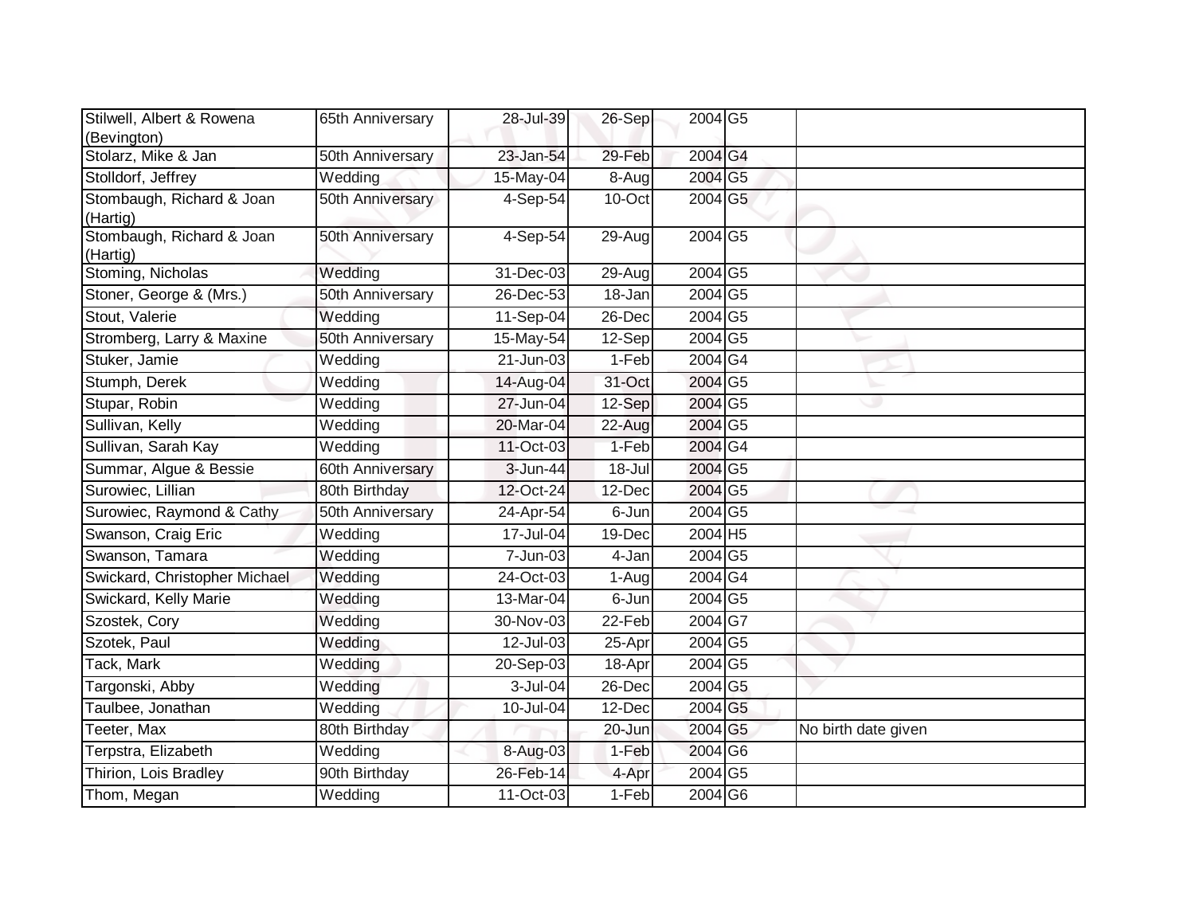| | | | | | | |
|---|---|---|---|---|---|---|
| Stilwell, Albert & Rowena (Bevington) | 65th Anniversary | 28-Jul-39 | 26-Sep | 2004 | G5 | |
| Stolarz, Mike & Jan | 50th Anniversary | 23-Jan-54 | 29-Feb | 2004 | G4 | |
| Stolldorf, Jeffrey | Wedding | 15-May-04 | 8-Aug | 2004 | G5 | |
| Stombaugh, Richard & Joan (Hartig) | 50th Anniversary | 4-Sep-54 | 10-Oct | 2004 | G5 | |
| Stombaugh, Richard & Joan (Hartig) | 50th Anniversary | 4-Sep-54 | 29-Aug | 2004 | G5 | |
| Stoming, Nicholas | Wedding | 31-Dec-03 | 29-Aug | 2004 | G5 | |
| Stoner, George & (Mrs.) | 50th Anniversary | 26-Dec-53 | 18-Jan | 2004 | G5 | |
| Stout, Valerie | Wedding | 11-Sep-04 | 26-Dec | 2004 | G5 | |
| Stromberg, Larry & Maxine | 50th Anniversary | 15-May-54 | 12-Sep | 2004 | G5 | |
| Stuker, Jamie | Wedding | 21-Jun-03 | 1-Feb | 2004 | G4 | |
| Stumph, Derek | Wedding | 14-Aug-04 | 31-Oct | 2004 | G5 | |
| Stupar, Robin | Wedding | 27-Jun-04 | 12-Sep | 2004 | G5 | |
| Sullivan, Kelly | Wedding | 20-Mar-04 | 22-Aug | 2004 | G5 | |
| Sullivan, Sarah Kay | Wedding | 11-Oct-03 | 1-Feb | 2004 | G4 | |
| Summar, Algue & Bessie | 60th Anniversary | 3-Jun-44 | 18-Jul | 2004 | G5 | |
| Surowiec, Lillian | 80th Birthday | 12-Oct-24 | 12-Dec | 2004 | G5 | |
| Surowiec, Raymond & Cathy | 50th Anniversary | 24-Apr-54 | 6-Jun | 2004 | G5 | |
| Swanson, Craig Eric | Wedding | 17-Jul-04 | 19-Dec | 2004 | H5 | |
| Swanson, Tamara | Wedding | 7-Jun-03 | 4-Jan | 2004 | G5 | |
| Swickard, Christopher Michael | Wedding | 24-Oct-03 | 1-Aug | 2004 | G4 | |
| Swickard, Kelly Marie | Wedding | 13-Mar-04 | 6-Jun | 2004 | G5 | |
| Szostek, Cory | Wedding | 30-Nov-03 | 22-Feb | 2004 | G7 | |
| Szotek, Paul | Wedding | 12-Jul-03 | 25-Apr | 2004 | G5 | |
| Tack, Mark | Wedding | 20-Sep-03 | 18-Apr | 2004 | G5 | |
| Targonski, Abby | Wedding | 3-Jul-04 | 26-Dec | 2004 | G5 | |
| Taulbee, Jonathan | Wedding | 10-Jul-04 | 12-Dec | 2004 | G5 | |
| Teeter, Max | 80th Birthday | | 20-Jun | 2004 | G5 | No birth date given |
| Terpstra, Elizabeth | Wedding | 8-Aug-03 | 1-Feb | 2004 | G6 | |
| Thirion, Lois Bradley | 90th Birthday | 26-Feb-14 | 4-Apr | 2004 | G5 | |
| Thom, Megan | Wedding | 11-Oct-03 | 1-Feb | 2004 | G6 | |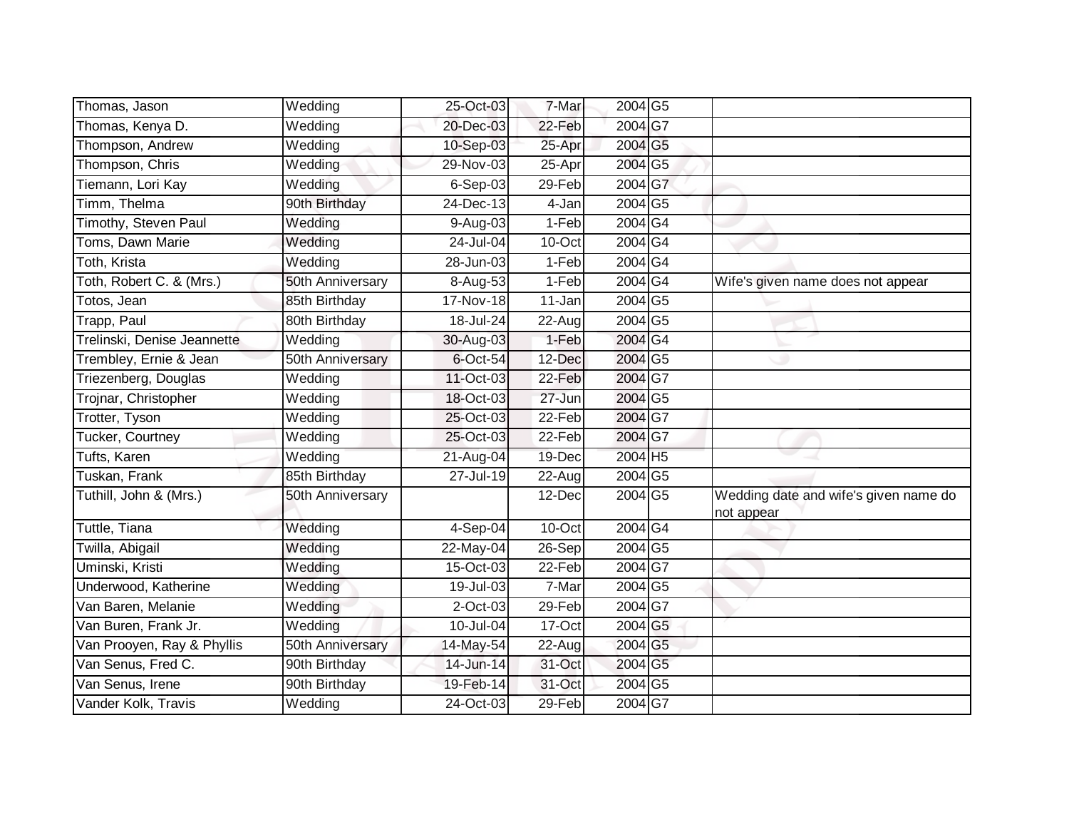| | | | | | | |
|---|---|---|---|---|---|---|
| Thomas, Jason | Wedding | 25-Oct-03 | 7-Mar | 2004 | G5 | |
| Thomas, Kenya D. | Wedding | 20-Dec-03 | 22-Feb | 2004 | G7 | |
| Thompson, Andrew | Wedding | 10-Sep-03 | 25-Apr | 2004 | G5 | |
| Thompson, Chris | Wedding | 29-Nov-03 | 25-Apr | 2004 | G5 | |
| Tiemann, Lori Kay | Wedding | 6-Sep-03 | 29-Feb | 2004 | G7 | |
| Timm, Thelma | 90th Birthday | 24-Dec-13 | 4-Jan | 2004 | G5 | |
| Timothy, Steven Paul | Wedding | 9-Aug-03 | 1-Feb | 2004 | G4 | |
| Toms, Dawn Marie | Wedding | 24-Jul-04 | 10-Oct | 2004 | G4 | |
| Toth, Krista | Wedding | 28-Jun-03 | 1-Feb | 2004 | G4 | |
| Toth, Robert C. & (Mrs.) | 50th Anniversary | 8-Aug-53 | 1-Feb | 2004 | G4 | Wife's given name does not appear |
| Totos, Jean | 85th Birthday | 17-Nov-18 | 11-Jan | 2004 | G5 | |
| Trapp, Paul | 80th Birthday | 18-Jul-24 | 22-Aug | 2004 | G5 | |
| Trelinski, Denise Jeannette | Wedding | 30-Aug-03 | 1-Feb | 2004 | G4 | |
| Trembley, Ernie & Jean | 50th Anniversary | 6-Oct-54 | 12-Dec | 2004 | G5 | |
| Triezenberg, Douglas | Wedding | 11-Oct-03 | 22-Feb | 2004 | G7 | |
| Trojnar, Christopher | Wedding | 18-Oct-03 | 27-Jun | 2004 | G5 | |
| Trotter, Tyson | Wedding | 25-Oct-03 | 22-Feb | 2004 | G7 | |
| Tucker, Courtney | Wedding | 25-Oct-03 | 22-Feb | 2004 | G7 | |
| Tufts, Karen | Wedding | 21-Aug-04 | 19-Dec | 2004 | H5 | |
| Tuskan, Frank | 85th Birthday | 27-Jul-19 | 22-Aug | 2004 | G5 | |
| Tuthill, John & (Mrs.) | 50th Anniversary | | 12-Dec | 2004 | G5 | Wedding date and wife's given name do not appear |
| Tuttle, Tiana | Wedding | 4-Sep-04 | 10-Oct | 2004 | G4 | |
| Twilla, Abigail | Wedding | 22-May-04 | 26-Sep | 2004 | G5 | |
| Uminski, Kristi | Wedding | 15-Oct-03 | 22-Feb | 2004 | G7 | |
| Underwood, Katherine | Wedding | 19-Jul-03 | 7-Mar | 2004 | G5 | |
| Van Baren, Melanie | Wedding | 2-Oct-03 | 29-Feb | 2004 | G7 | |
| Van Buren, Frank Jr. | Wedding | 10-Jul-04 | 17-Oct | 2004 | G5 | |
| Van Prooyen, Ray & Phyllis | 50th Anniversary | 14-May-54 | 22-Aug | 2004 | G5 | |
| Van Senus, Fred C. | 90th Birthday | 14-Jun-14 | 31-Oct | 2004 | G5 | |
| Van Senus, Irene | 90th Birthday | 19-Feb-14 | 31-Oct | 2004 | G5 | |
| Vander Kolk, Travis | Wedding | 24-Oct-03 | 29-Feb | 2004 | G7 | |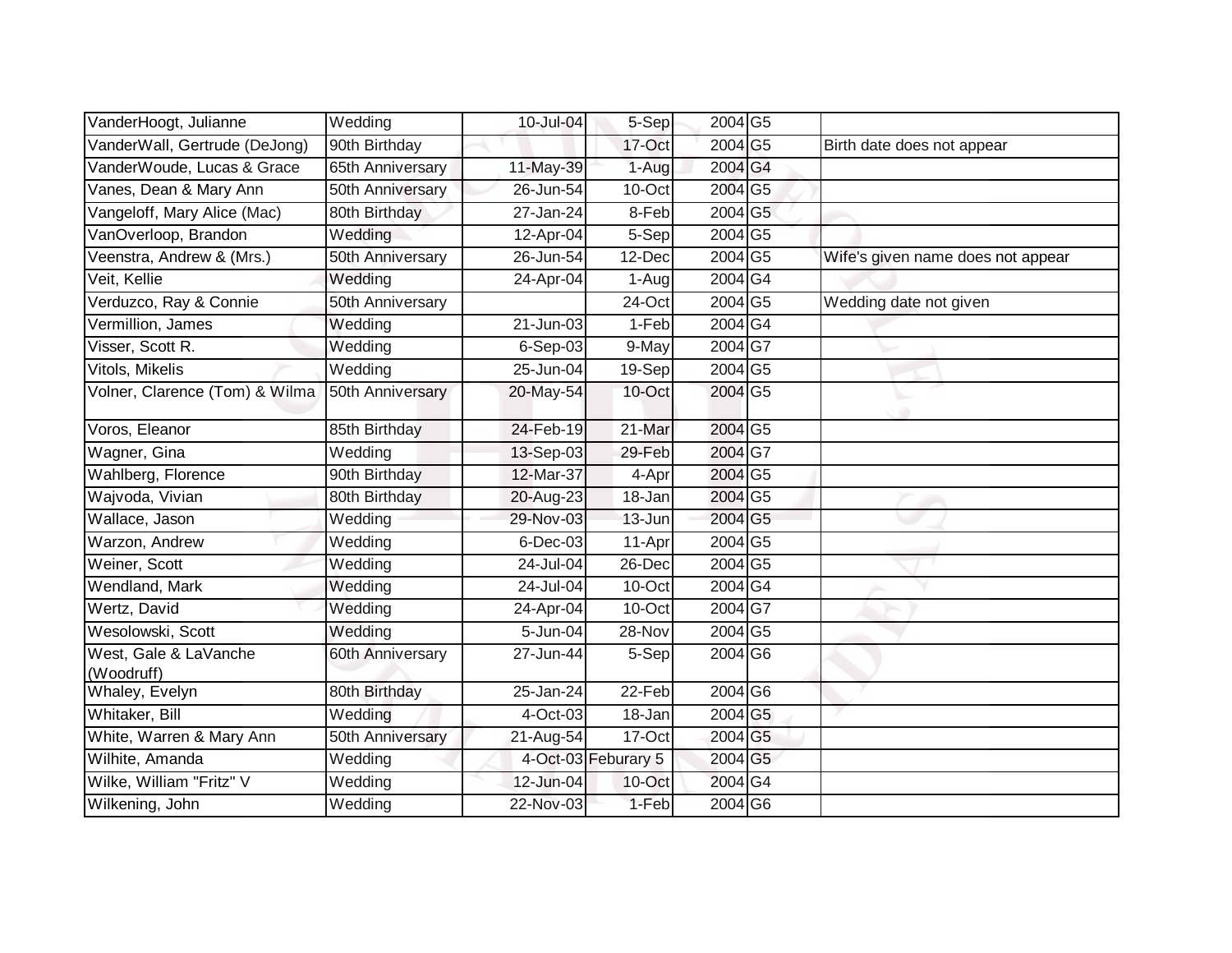| | | | | | | |
|---|---|---|---|---|---|---|
| VanderHoogt, Julianne | Wedding | 10-Jul-04 | 5-Sep | 2004 | G5 | |
| VanderWall, Gertrude (DeJong) | 90th Birthday | | 17-Oct | 2004 | G5 | Birth date does not appear |
| VanderWoude, Lucas & Grace | 65th Anniversary | 11-May-39 | 1-Aug | 2004 | G4 | |
| Vanes, Dean & Mary Ann | 50th Anniversary | 26-Jun-54 | 10-Oct | 2004 | G5 | |
| Vangeloff, Mary Alice (Mac) | 80th Birthday | 27-Jan-24 | 8-Feb | 2004 | G5 | |
| VanOverloop, Brandon | Wedding | 12-Apr-04 | 5-Sep | 2004 | G5 | |
| Veenstra, Andrew & (Mrs.) | 50th Anniversary | 26-Jun-54 | 12-Dec | 2004 | G5 | Wife's given name does not appear |
| Veit, Kellie | Wedding | 24-Apr-04 | 1-Aug | 2004 | G4 | |
| Verduzco, Ray & Connie | 50th Anniversary | | 24-Oct | 2004 | G5 | Wedding date not given |
| Vermillion, James | Wedding | 21-Jun-03 | 1-Feb | 2004 | G4 | |
| Visser, Scott R. | Wedding | 6-Sep-03 | 9-May | 2004 | G7 | |
| Vitols, Mikelis | Wedding | 25-Jun-04 | 19-Sep | 2004 | G5 | |
| Volner, Clarence (Tom) & Wilma | 50th Anniversary | 20-May-54 | 10-Oct | 2004 | G5 | |
| Voros, Eleanor | 85th Birthday | 24-Feb-19 | 21-Mar | 2004 | G5 | |
| Wagner, Gina | Wedding | 13-Sep-03 | 29-Feb | 2004 | G7 | |
| Wahlberg, Florence | 90th Birthday | 12-Mar-37 | 4-Apr | 2004 | G5 | |
| Wajvoda, Vivian | 80th Birthday | 20-Aug-23 | 18-Jan | 2004 | G5 | |
| Wallace, Jason | Wedding | 29-Nov-03 | 13-Jun | 2004 | G5 | |
| Warzon, Andrew | Wedding | 6-Dec-03 | 11-Apr | 2004 | G5 | |
| Weiner, Scott | Wedding | 24-Jul-04 | 26-Dec | 2004 | G5 | |
| Wendland, Mark | Wedding | 24-Jul-04 | 10-Oct | 2004 | G4 | |
| Wertz, David | Wedding | 24-Apr-04 | 10-Oct | 2004 | G7 | |
| Wesolowski, Scott | Wedding | 5-Jun-04 | 28-Nov | 2004 | G5 | |
| West, Gale & LaVanche (Woodruff) | 60th Anniversary | 27-Jun-44 | 5-Sep | 2004 | G6 | |
| Whaley, Evelyn | 80th Birthday | 25-Jan-24 | 22-Feb | 2004 | G6 | |
| Whitaker, Bill | Wedding | 4-Oct-03 | 18-Jan | 2004 | G5 | |
| White, Warren & Mary Ann | 50th Anniversary | 21-Aug-54 | 17-Oct | 2004 | G5 | |
| Wilhite, Amanda | Wedding | 4-Oct-03 | Feburary 5 | 2004 | G5 | |
| Wilke, William "Fritz" V | Wedding | 12-Jun-04 | 10-Oct | 2004 | G4 | |
| Wilkening, John | Wedding | 22-Nov-03 | 1-Feb | 2004 | G6 | |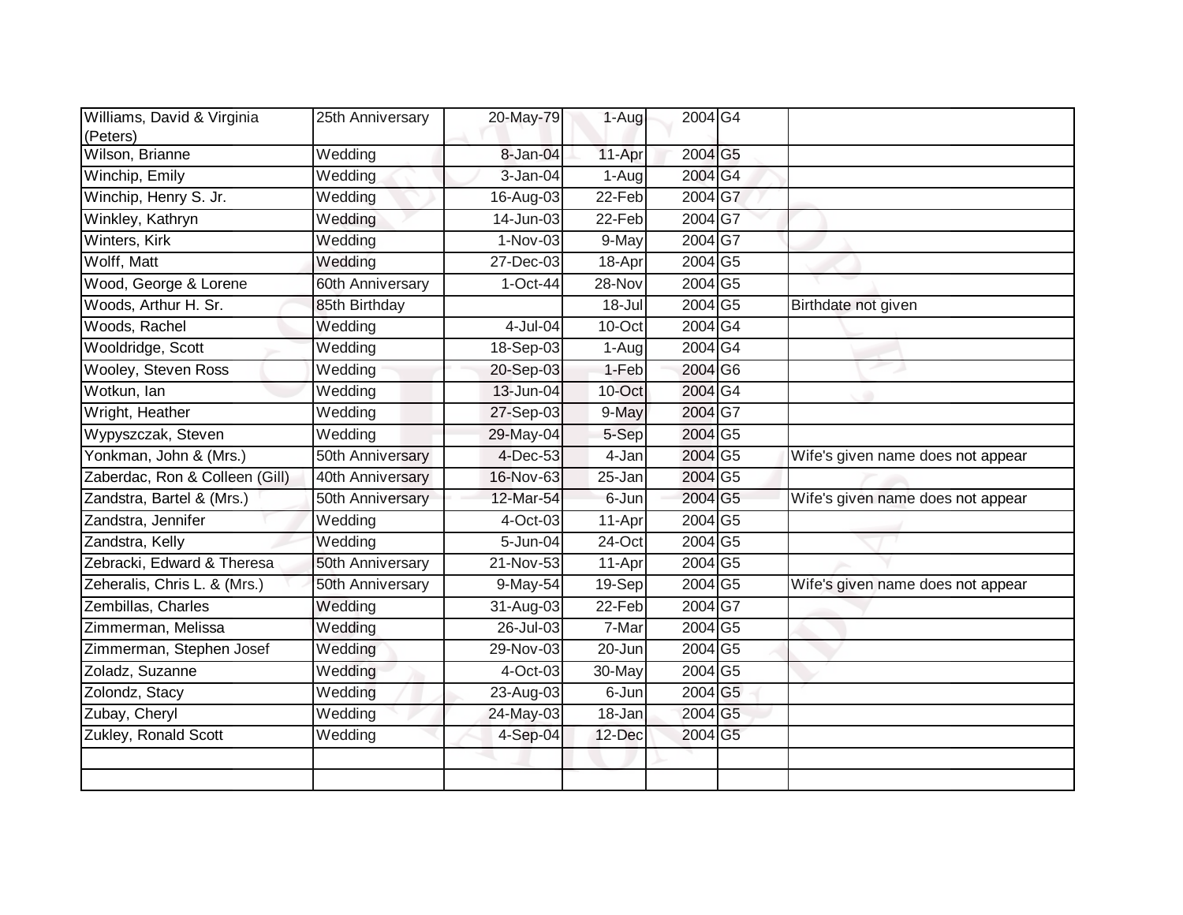| | | | | | | |
|---|---|---|---|---|---|---|
| Williams, David & Virginia (Peters) | 25th Anniversary | 20-May-79 | 1-Aug | 2004 | G4 | |
| Wilson, Brianne | Wedding | 8-Jan-04 | 11-Apr | 2004 | G5 | |
| Winchip, Emily | Wedding | 3-Jan-04 | 1-Aug | 2004 | G4 | |
| Winchip, Henry S. Jr. | Wedding | 16-Aug-03 | 22-Feb | 2004 | G7 | |
| Winkley, Kathryn | Wedding | 14-Jun-03 | 22-Feb | 2004 | G7 | |
| Winters, Kirk | Wedding | 1-Nov-03 | 9-May | 2004 | G7 | |
| Wolff, Matt | Wedding | 27-Dec-03 | 18-Apr | 2004 | G5 | |
| Wood, George & Lorene | 60th Anniversary | 1-Oct-44 | 28-Nov | 2004 | G5 | |
| Woods, Arthur H. Sr. | 85th Birthday | | 18-Jul | 2004 | G5 | Birthdate not given |
| Woods, Rachel | Wedding | 4-Jul-04 | 10-Oct | 2004 | G4 | |
| Wooldridge, Scott | Wedding | 18-Sep-03 | 1-Aug | 2004 | G4 | |
| Wooley, Steven Ross | Wedding | 20-Sep-03 | 1-Feb | 2004 | G6 | |
| Wotkun, Ian | Wedding | 13-Jun-04 | 10-Oct | 2004 | G4 | |
| Wright, Heather | Wedding | 27-Sep-03 | 9-May | 2004 | G7 | |
| Wypyszczak, Steven | Wedding | 29-May-04 | 5-Sep | 2004 | G5 | |
| Yonkman, John & (Mrs.) | 50th Anniversary | 4-Dec-53 | 4-Jan | 2004 | G5 | Wife's given name does not appear |
| Zaberdac, Ron & Colleen (Gill) | 40th Anniversary | 16-Nov-63 | 25-Jan | 2004 | G5 | |
| Zandstra, Bartel & (Mrs.) | 50th Anniversary | 12-Mar-54 | 6-Jun | 2004 | G5 | Wife's given name does not appear |
| Zandstra, Jennifer | Wedding | 4-Oct-03 | 11-Apr | 2004 | G5 | |
| Zandstra, Kelly | Wedding | 5-Jun-04 | 24-Oct | 2004 | G5 | |
| Zebracki, Edward & Theresa | 50th Anniversary | 21-Nov-53 | 11-Apr | 2004 | G5 | |
| Zeheralis, Chris L. & (Mrs.) | 50th Anniversary | 9-May-54 | 19-Sep | 2004 | G5 | Wife's given name does not appear |
| Zembillas, Charles | Wedding | 31-Aug-03 | 22-Feb | 2004 | G7 | |
| Zimmerman, Melissa | Wedding | 26-Jul-03 | 7-Mar | 2004 | G5 | |
| Zimmerman, Stephen Josef | Wedding | 29-Nov-03 | 20-Jun | 2004 | G5 | |
| Zoladz, Suzanne | Wedding | 4-Oct-03 | 30-May | 2004 | G5 | |
| Zolondz, Stacy | Wedding | 23-Aug-03 | 6-Jun | 2004 | G5 | |
| Zubay, Cheryl | Wedding | 24-May-03 | 18-Jan | 2004 | G5 | |
| Zukley, Ronald Scott | Wedding | 4-Sep-04 | 12-Dec | 2004 | G5 | |
| | | | | | | |
| | | | | | | |